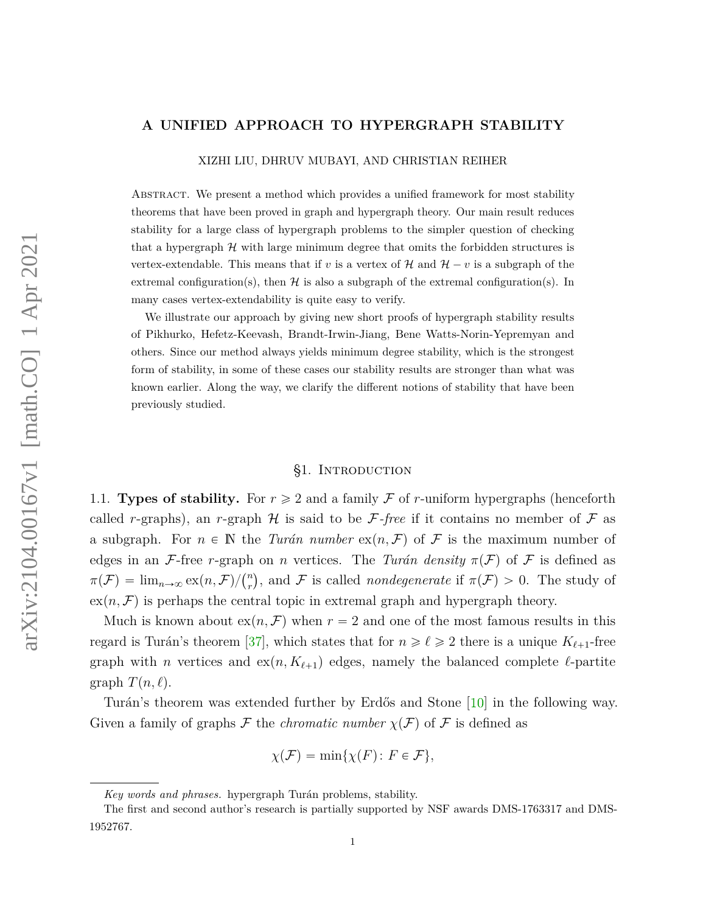# A UNIFIED APPROACH TO HYPERGRAPH STABILITY

XIZHI LIU, DHRUV MUBAYI, AND CHRISTIAN REIHER

Abstract. We present a method which provides a unified framework for most stability theorems that have been proved in graph and hypergraph theory. Our main result reduces stability for a large class of hypergraph problems to the simpler question of checking that a hypergraph $\mathcal{H}$ with large minimum degree that omits the forbidden structures is vertex-extendable. This means that if $v$ is a vertex of $\mathcal{H}$ and $\mathcal{H} - v$ is a subgraph of the extremal configuration(s), then $\mathcal{H}$ is also a subgraph of the extremal configuration(s). In many cases vertex-extendability is quite easy to verify.

We illustrate our approach by giving new short proofs of hypergraph stability results of Pikhurko, Hefetz-Keevash, Brandt-Irwin-Jiang, Bene Watts-Norin-Yepremyan and others. Since our method always yields minimum degree stability, which is the strongest form of stability, in some of these cases our stability results are stronger than what was known earlier. Along the way, we clarify the different notions of stability that have been previously studied.

## §1. Introduction

1.1. **Types of stability.** For $r \geqslant 2$ and a family $\mathcal{F}$ of $r$-uniform hypergraphs (henceforth called $r$-graphs), an $r$-graph $\mathcal{H}$ is said to be $\mathcal{F}$*-free* if it contains no member of $\mathcal{F}$ as a subgraph. For $n \in \mathbb{N}$ the *Turán number* $\mathrm{ex}(n, \mathcal{F})$ of $\mathcal{F}$ is the maximum number of edges in an $\mathcal{F}$-free $r$-graph on $n$ vertices. The *Turán density* $\pi(\mathcal{F})$ of $\mathcal{F}$ is defined as $\pi(\mathcal{F}) = \lim_{n\to\infty} \mathrm{ex}(n, \mathcal{F})/\binom{n}{r}$, and $\mathcal{F}$ is called *nondegenerate* if $\pi(\mathcal{F}) > 0$. The study of $\mathrm{ex}(n, \mathcal{F})$ is perhaps the central topic in extremal graph and hypergraph theory.

Much is known about $\mathrm{ex}(n, \mathcal{F})$ when $r = 2$ and one of the most famous results in this regard is Turán's theorem [37], which states that for $n \geqslant \ell \geqslant 2$ there is a unique $K_{\ell+1}$-free graph with $n$ vertices and $\mathrm{ex}(n, K_{\ell+1})$ edges, namely the balanced complete $\ell$-partite graph $T(n, \ell)$.

Turán's theorem was extended further by Erdős and Stone [10] in the following way. Given a family of graphs $\mathcal{F}$ the *chromatic number* $\chi(\mathcal{F})$ of $\mathcal{F}$ is defined as

$$\chi(\mathcal{F}) = \min\{\chi(F) \colon F \in \mathcal{F}\},$$

*Key words and phrases.* hypergraph Turán problems, stability.

The first and second author's research is partially supported by NSF awards DMS-1763317 and DMS-1952767.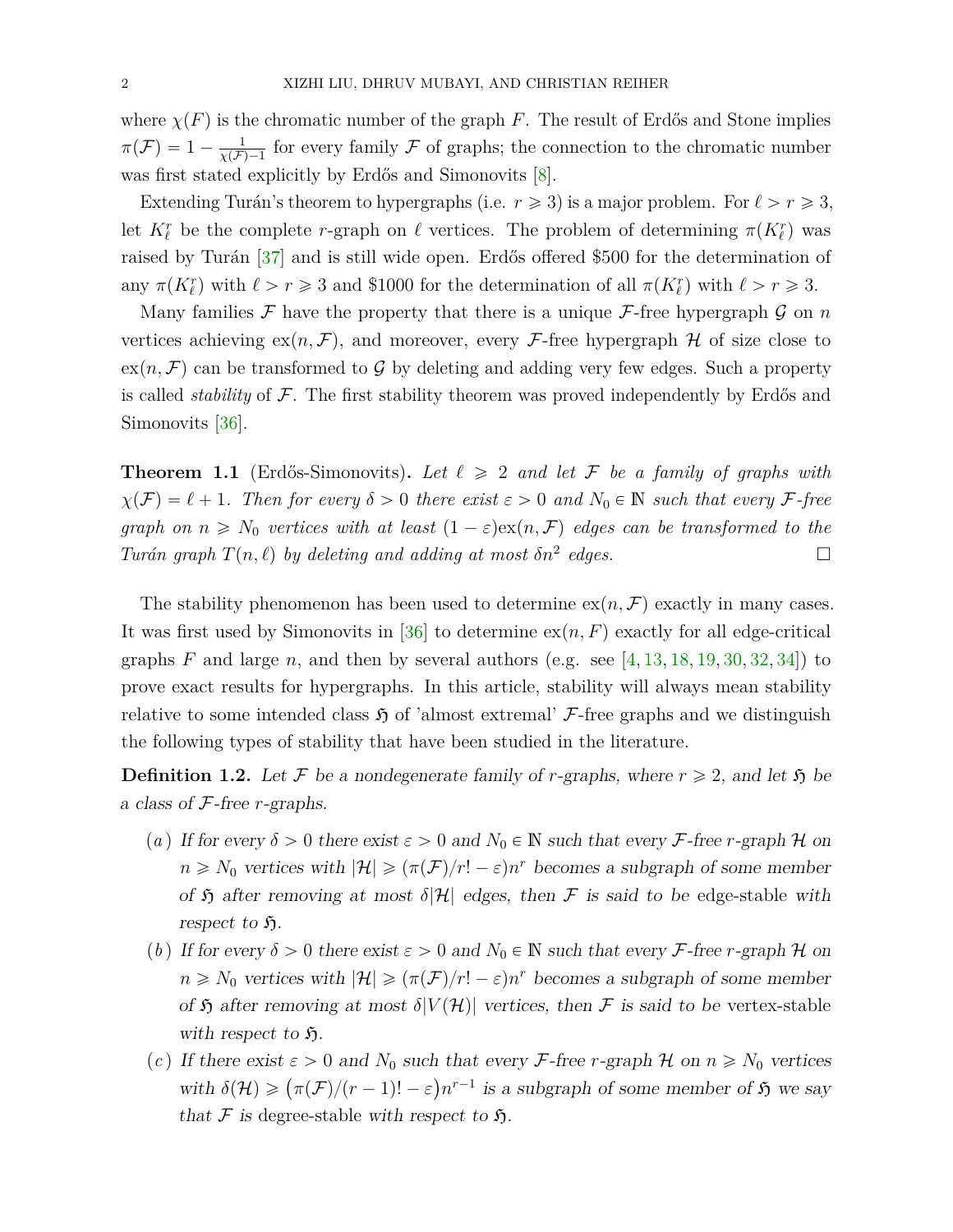where $\chi(F)$ is the chromatic number of the graph $F$. The result of Erdős and Stone implies $\pi(\mathcal{F}) = 1 - \frac{1}{\chi(\mathcal{F})-1}$ for every family $\mathcal{F}$ of graphs; the connection to the chromatic number was first stated explicitly by Erdős and Simonovits [8].

Extending Turán's theorem to hypergraphs (i.e. $r \geqslant 3$) is a major problem. For $\ell > r \geqslant 3$, let $K_\ell^r$ be the complete $r$-graph on $\ell$ vertices. The problem of determining $\pi(K_\ell^r)$ was raised by Turán [37] and is still wide open. Erdős offered \$500 for the determination of any $\pi(K_\ell^r)$ with $\ell > r \geqslant 3$ and \$1000 for the determination of all $\pi(K_\ell^r)$ with $\ell > r \geqslant 3$.

Many families $\mathcal{F}$ have the property that there is a unique $\mathcal{F}$-free hypergraph $\mathcal{G}$ on $n$ vertices achieving $\mathrm{ex}(n, \mathcal{F})$, and moreover, every $\mathcal{F}$-free hypergraph $\mathcal{H}$ of size close to $\mathrm{ex}(n, \mathcal{F})$ can be transformed to $\mathcal{G}$ by deleting and adding very few edges. Such a property is called *stability* of $\mathcal{F}$. The first stability theorem was proved independently by Erdős and Simonovits [36].

**Theorem 1.1** (Erdős-Simonovits)**.** *Let $\ell \geqslant 2$ and let $\mathcal{F}$ be a family of graphs with $\chi(\mathcal{F}) = \ell + 1$. Then for every $\delta > 0$ there exist $\varepsilon > 0$ and $N_0 \in \mathbb{N}$ such that every $\mathcal{F}$-free graph on $n \geqslant N_0$ vertices with at least $(1-\varepsilon)\mathrm{ex}(n, \mathcal{F})$ edges can be transformed to the Turán graph $T(n, \ell)$ by deleting and adding at most $\delta n^2$ edges.* □

The stability phenomenon has been used to determine $\mathrm{ex}(n, \mathcal{F})$ exactly in many cases. It was first used by Simonovits in [36] to determine $\mathrm{ex}(n, F)$ exactly for all edge-critical graphs $F$ and large $n$, and then by several authors (e.g. see [4, 13, 18, 19, 30, 32, 34]) to prove exact results for hypergraphs. In this article, stability will always mean stability relative to some intended class $\mathfrak{H}$ of 'almost extremal' $\mathcal{F}$-free graphs and we distinguish the following types of stability that have been studied in the literature.

**Definition 1.2.** *Let $\mathcal{F}$ be a nondegenerate family of $r$-graphs, where $r \geqslant 2$, and let $\mathfrak{H}$ be a class of $\mathcal{F}$-free $r$-graphs.*

- (*a*) *If for every $\delta > 0$ there exist $\varepsilon > 0$ and $N_0 \in \mathbb{N}$ such that every $\mathcal{F}$-free $r$-graph $\mathcal{H}$ on $n \geqslant N_0$ vertices with $|\mathcal{H}| \geqslant (\pi(\mathcal{F})/r! - \varepsilon)n^r$ becomes a subgraph of some member of $\mathfrak{H}$ after removing at most $\delta|\mathcal{H}|$ edges, then $\mathcal{F}$ is said to be* edge-stable *with respect to $\mathfrak{H}$.*
- (*b*) *If for every $\delta > 0$ there exist $\varepsilon > 0$ and $N_0 \in \mathbb{N}$ such that every $\mathcal{F}$-free $r$-graph $\mathcal{H}$ on $n \geqslant N_0$ vertices with $|\mathcal{H}| \geqslant (\pi(\mathcal{F})/r! - \varepsilon)n^r$ becomes a subgraph of some member of $\mathfrak{H}$ after removing at most $\delta|V(\mathcal{H})|$ vertices, then $\mathcal{F}$ is said to be* vertex-stable *with respect to $\mathfrak{H}$.*
- (*c*) *If there exist $\varepsilon > 0$ and $N_0$ such that every $\mathcal{F}$-free $r$-graph $\mathcal{H}$ on $n \geqslant N_0$ vertices with $\delta(\mathcal{H}) \geqslant \big(\pi(\mathcal{F})/(r-1)! - \varepsilon\big)n^{r-1}$ is a subgraph of some member of $\mathfrak{H}$ we say that $\mathcal{F}$ is* degree-stable *with respect to $\mathfrak{H}$.*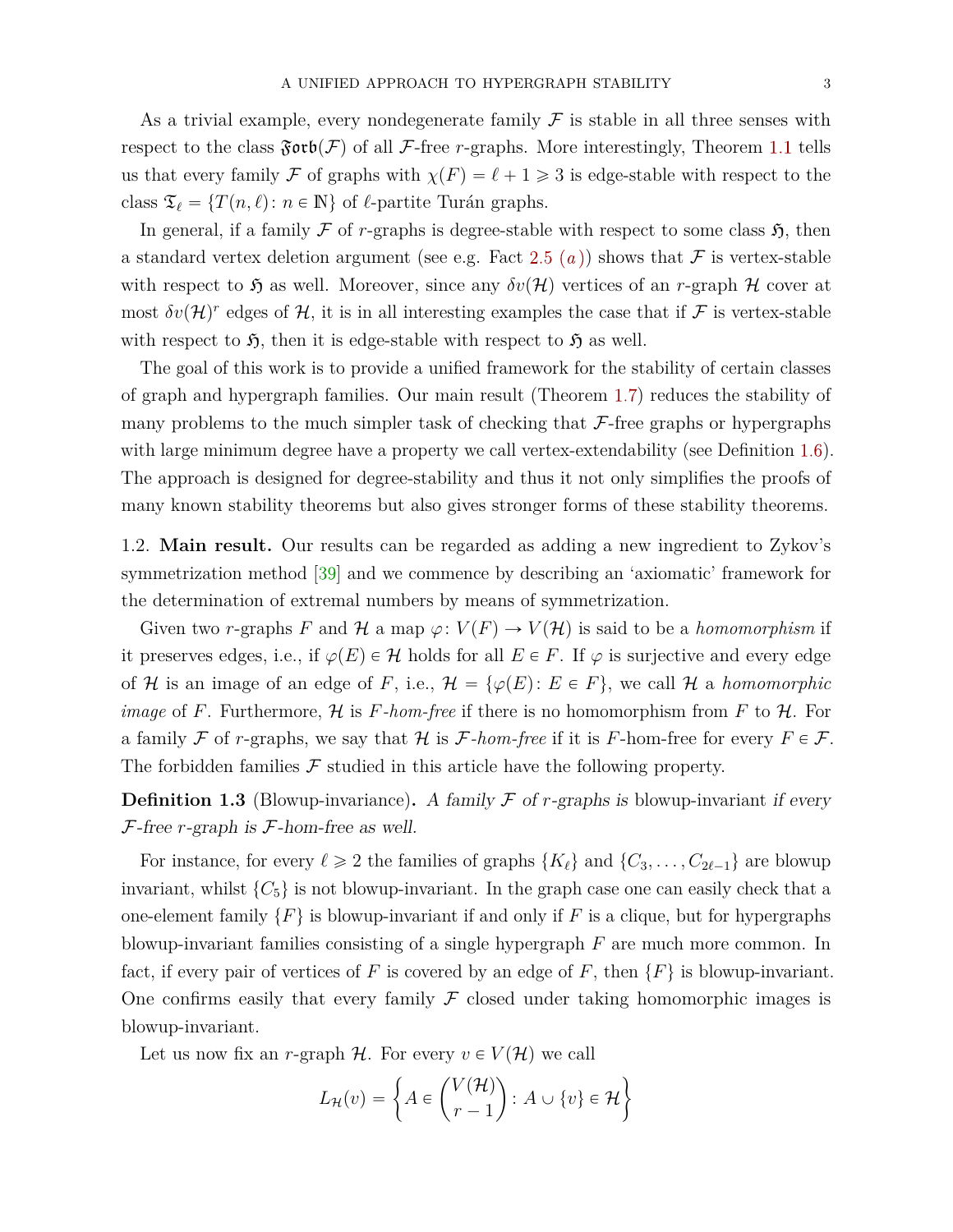As a trivial example, every nondegenerate family $\mathcal{F}$ is stable in all three senses with respect to the class $\mathfrak{Forb}(\mathcal{F})$ of all $\mathcal{F}$-free $r$-graphs. More interestingly, Theorem 1.1 tells us that every family $\mathcal{F}$ of graphs with $\chi(F) = \ell + 1 \geqslant 3$ is edge-stable with respect to the class $\mathfrak{T}_\ell = \{T(n, \ell) \colon n \in \mathbb{N}\}$ of $\ell$-partite Turán graphs.

In general, if a family $\mathcal{F}$ of $r$-graphs is degree-stable with respect to some class $\mathfrak{H}$, then a standard vertex deletion argument (see e.g. Fact 2.5 $(a)$) shows that $\mathcal{F}$ is vertex-stable with respect to $\mathfrak{H}$ as well. Moreover, since any $\delta v(\mathcal{H})$ vertices of an $r$-graph $\mathcal{H}$ cover at most $\delta v(\mathcal{H})^r$ edges of $\mathcal{H}$, it is in all interesting examples the case that if $\mathcal{F}$ is vertex-stable with respect to $\mathfrak{H}$, then it is edge-stable with respect to $\mathfrak{H}$ as well.

The goal of this work is to provide a unified framework for the stability of certain classes of graph and hypergraph families. Our main result (Theorem 1.7) reduces the stability of many problems to the much simpler task of checking that $\mathcal{F}$-free graphs or hypergraphs with large minimum degree have a property we call vertex-extendability (see Definition 1.6). The approach is designed for degree-stability and thus it not only simplifies the proofs of many known stability theorems but also gives stronger forms of these stability theorems.

1.2. **Main result.** Our results can be regarded as adding a new ingredient to Zykov's symmetrization method [39] and we commence by describing an 'axiomatic' framework for the determination of extremal numbers by means of symmetrization.

Given two $r$-graphs $F$ and $\mathcal{H}$ a map $\varphi \colon V(F) \to V(\mathcal{H})$ is said to be a *homomorphism* if it preserves edges, i.e., if $\varphi(E) \in \mathcal{H}$ holds for all $E \in F$. If $\varphi$ is surjective and every edge of $\mathcal{H}$ is an image of an edge of $F$, i.e., $\mathcal{H} = \{\varphi(E) \colon E \in F\}$, we call $\mathcal{H}$ a *homomorphic image* of $F$. Furthermore, $\mathcal{H}$ is *$F$-hom-free* if there is no homomorphism from $F$ to $\mathcal{H}$. For a family $\mathcal{F}$ of $r$-graphs, we say that $\mathcal{H}$ is *$\mathcal{F}$-hom-free* if it is $F$-hom-free for every $F \in \mathcal{F}$. The forbidden families $\mathcal{F}$ studied in this article have the following property.

**Definition 1.3** (Blowup-invariance)**.** *A family $\mathcal{F}$ of $r$-graphs is* blowup-invariant *if every $\mathcal{F}$-free $r$-graph is $\mathcal{F}$-hom-free as well.*

For instance, for every $\ell \geqslant 2$ the families of graphs $\{K_\ell\}$ and $\{C_3, \dots, C_{2\ell-1}\}$ are blowup invariant, whilst $\{C_5\}$ is not blowup-invariant. In the graph case one can easily check that a one-element family $\{F\}$ is blowup-invariant if and only if $F$ is a clique, but for hypergraphs blowup-invariant families consisting of a single hypergraph $F$ are much more common. In fact, if every pair of vertices of $F$ is covered by an edge of $F$, then $\{F\}$ is blowup-invariant. One confirms easily that every family $\mathcal{F}$ closed under taking homomorphic images is blowup-invariant.

Let us now fix an $r$-graph $\mathcal{H}$. For every $v \in V(\mathcal{H})$ we call

$$L_{\mathcal{H}}(v) = \left\{ A \in \binom{V(\mathcal{H})}{r-1} \colon A \cup \{v\} \in \mathcal{H} \right\}$$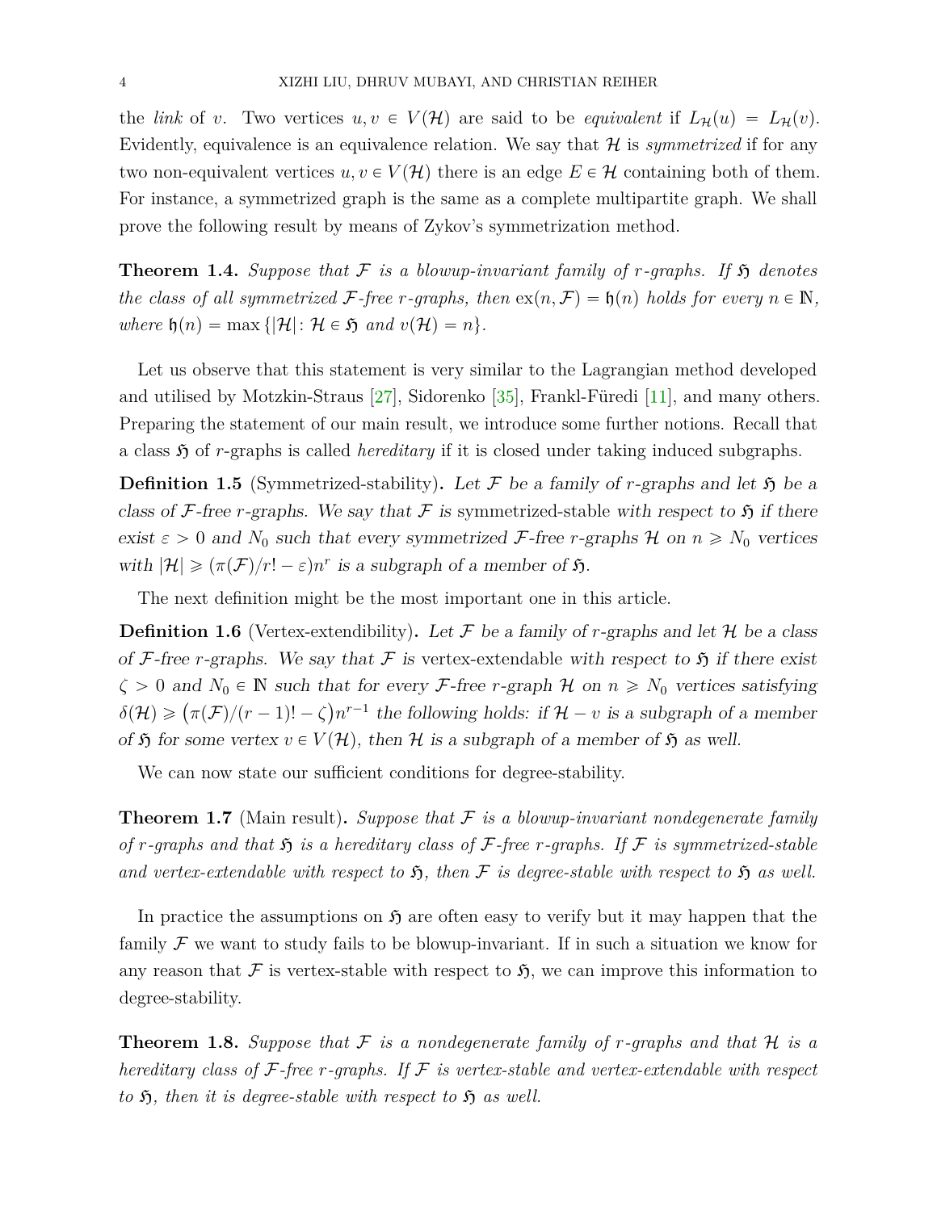the *link* of $v$. Two vertices $u, v \in V(\mathcal{H})$ are said to be *equivalent* if $L_{\mathcal{H}}(u) = L_{\mathcal{H}}(v)$. Evidently, equivalence is an equivalence relation. We say that $\mathcal{H}$ is *symmetrized* if for any two non-equivalent vertices $u, v \in V(\mathcal{H})$ there is an edge $E \in \mathcal{H}$ containing both of them. For instance, a symmetrized graph is the same as a complete multipartite graph. We shall prove the following result by means of Zykov's symmetrization method.

**Theorem 1.4.** *Suppose that $\mathcal{F}$ is a blowup-invariant family of $r$-graphs. If $\mathfrak{H}$ denotes the class of all symmetrized $\mathcal{F}$-free $r$-graphs, then $\mathrm{ex}(n, \mathcal{F}) = \mathfrak{h}(n)$ holds for every $n \in \mathbb{N}$, where $\mathfrak{h}(n) = \max\{|\mathcal{H}| \colon \mathcal{H} \in \mathfrak{H} \text{ and } v(\mathcal{H}) = n\}$.*

Let us observe that this statement is very similar to the Lagrangian method developed and utilised by Motzkin-Straus [27], Sidorenko [35], Frankl-Füredi [11], and many others. Preparing the statement of our main result, we introduce some further notions. Recall that a class $\mathfrak{H}$ of $r$-graphs is called *hereditary* if it is closed under taking induced subgraphs.

**Definition 1.5** (Symmetrized-stability)**.** *Let $\mathcal{F}$ be a family of $r$-graphs and let $\mathfrak{H}$ be a class of $\mathcal{F}$-free $r$-graphs. We say that $\mathcal{F}$ is* symmetrized-stable *with respect to $\mathfrak{H}$ if there exist $\varepsilon > 0$ and $N_0$ such that every symmetrized $\mathcal{F}$-free $r$-graphs $\mathcal{H}$ on $n \geqslant N_0$ vertices with $|\mathcal{H}| \geqslant (\pi(\mathcal{F})/r! - \varepsilon)n^r$ is a subgraph of a member of $\mathfrak{H}$.*

The next definition might be the most important one in this article.

**Definition 1.6** (Vertex-extendibility)**.** *Let $\mathcal{F}$ be a family of $r$-graphs and let $\mathcal{H}$ be a class of $\mathcal{F}$-free $r$-graphs. We say that $\mathcal{F}$ is* vertex-extendable *with respect to $\mathfrak{H}$ if there exist $\zeta > 0$ and $N_0 \in \mathbb{N}$ such that for every $\mathcal{F}$-free $r$-graph $\mathcal{H}$ on $n \geqslant N_0$ vertices satisfying $\delta(\mathcal{H}) \geqslant \big(\pi(\mathcal{F})/(r-1)! - \zeta\big)n^{r-1}$ the following holds: if $\mathcal{H} - v$ is a subgraph of a member of $\mathfrak{H}$ for some vertex $v \in V(\mathcal{H})$, then $\mathcal{H}$ is a subgraph of a member of $\mathfrak{H}$ as well.*

We can now state our sufficient conditions for degree-stability.

**Theorem 1.7** (Main result)**.** *Suppose that $\mathcal{F}$ is a blowup-invariant nondegenerate family of $r$-graphs and that $\mathfrak{H}$ is a hereditary class of $\mathcal{F}$-free $r$-graphs. If $\mathcal{F}$ is symmetrized-stable and vertex-extendable with respect to $\mathfrak{H}$, then $\mathcal{F}$ is degree-stable with respect to $\mathfrak{H}$ as well.*

In practice the assumptions on $\mathfrak{H}$ are often easy to verify but it may happen that the family $\mathcal{F}$ we want to study fails to be blowup-invariant. If in such a situation we know for any reason that $\mathcal{F}$ is vertex-stable with respect to $\mathfrak{H}$, we can improve this information to degree-stability.

**Theorem 1.8.** *Suppose that $\mathcal{F}$ is a nondegenerate family of $r$-graphs and that $\mathcal{H}$ is a hereditary class of $\mathcal{F}$-free $r$-graphs. If $\mathcal{F}$ is vertex-stable and vertex-extendable with respect to $\mathfrak{H}$, then it is degree-stable with respect to $\mathfrak{H}$ as well.*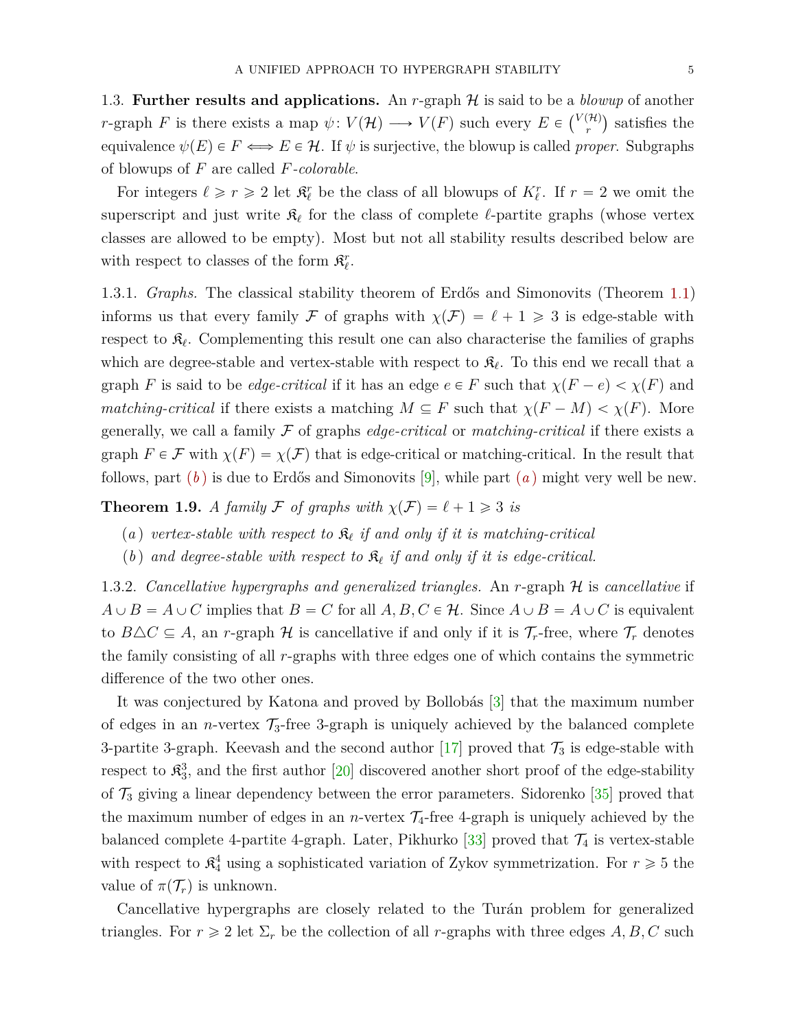1.3. **Further results and applications.** An $r$-graph $\mathcal{H}$ is said to be a *blowup* of another $r$-graph $F$ is there exists a map $\psi\colon V(\mathcal{H}) \longrightarrow V(F)$ such every $E \in \binom{V(\mathcal{H})}{r}$ satisfies the equivalence $\psi(E) \in F \Longleftrightarrow E \in \mathcal{H}$. If $\psi$ is surjective, the blowup is called *proper*. Subgraphs of blowups of $F$ are called *$F$-colorable*.

For integers $\ell \geqslant r \geqslant 2$ let $\mathfrak{K}_\ell^r$ be the class of all blowups of $K_\ell^r$. If $r = 2$ we omit the superscript and just write $\mathfrak{K}_\ell$ for the class of complete $\ell$-partite graphs (whose vertex classes are allowed to be empty). Most but not all stability results described below are with respect to classes of the form $\mathfrak{K}_\ell^r$.

1.3.1. *Graphs.* The classical stability theorem of Erdős and Simonovits (Theorem 1.1) informs us that every family $\mathcal{F}$ of graphs with $\chi(\mathcal{F}) = \ell + 1 \geqslant 3$ is edge-stable with respect to $\mathfrak{K}_\ell$. Complementing this result one can also characterise the families of graphs which are degree-stable and vertex-stable with respect to $\mathfrak{K}_\ell$. To this end we recall that a graph $F$ is said to be *edge-critical* if it has an edge $e \in F$ such that $\chi(F - e) < \chi(F)$ and *matching-critical* if there exists a matching $M \subseteq F$ such that $\chi(F - M) < \chi(F)$. More generally, we call a family $\mathcal{F}$ of graphs *edge-critical* or *matching-critical* if there exists a graph $F \in \mathcal{F}$ with $\chi(F) = \chi(\mathcal{F})$ that is edge-critical or matching-critical. In the result that follows, part *(b)* is due to Erdős and Simonovits [9], while part *(a)* might very well be new.

**Theorem 1.9.** *A family $\mathcal{F}$ of graphs with $\chi(\mathcal{F}) = \ell + 1 \geqslant 3$ is*

*(a) vertex-stable with respect to $\mathfrak{K}_\ell$ if and only if it is matching-critical*

*(b) and degree-stable with respect to $\mathfrak{K}_\ell$ if and only if it is edge-critical.*

1.3.2. *Cancellative hypergraphs and generalized triangles.* An $r$-graph $\mathcal{H}$ is *cancellative* if $A \cup B = A \cup C$ implies that $B = C$ for all $A, B, C \in \mathcal{H}$. Since $A \cup B = A \cup C$ is equivalent to $B \triangle C \subseteq A$, an $r$-graph $\mathcal{H}$ is cancellative if and only if it is $\mathcal{T}_r$-free, where $\mathcal{T}_r$ denotes the family consisting of all $r$-graphs with three edges one of which contains the symmetric difference of the two other ones.

It was conjectured by Katona and proved by Bollobás [3] that the maximum number of edges in an $n$-vertex $\mathcal{T}_3$-free 3-graph is uniquely achieved by the balanced complete 3-partite 3-graph. Keevash and the second author [17] proved that $\mathcal{T}_3$ is edge-stable with respect to $\mathfrak{K}_3^3$, and the first author [20] discovered another short proof of the edge-stability of $\mathcal{T}_3$ giving a linear dependency between the error parameters. Sidorenko [35] proved that the maximum number of edges in an $n$-vertex $\mathcal{T}_4$-free 4-graph is uniquely achieved by the balanced complete 4-partite 4-graph. Later, Pikhurko [33] proved that $\mathcal{T}_4$ is vertex-stable with respect to $\mathfrak{K}_4^4$ using a sophisticated variation of Zykov symmetrization. For $r \geqslant 5$ the value of $\pi(\mathcal{T}_r)$ is unknown.

Cancellative hypergraphs are closely related to the Turán problem for generalized triangles. For $r \geqslant 2$ let $\Sigma_r$ be the collection of all $r$-graphs with three edges $A, B, C$ such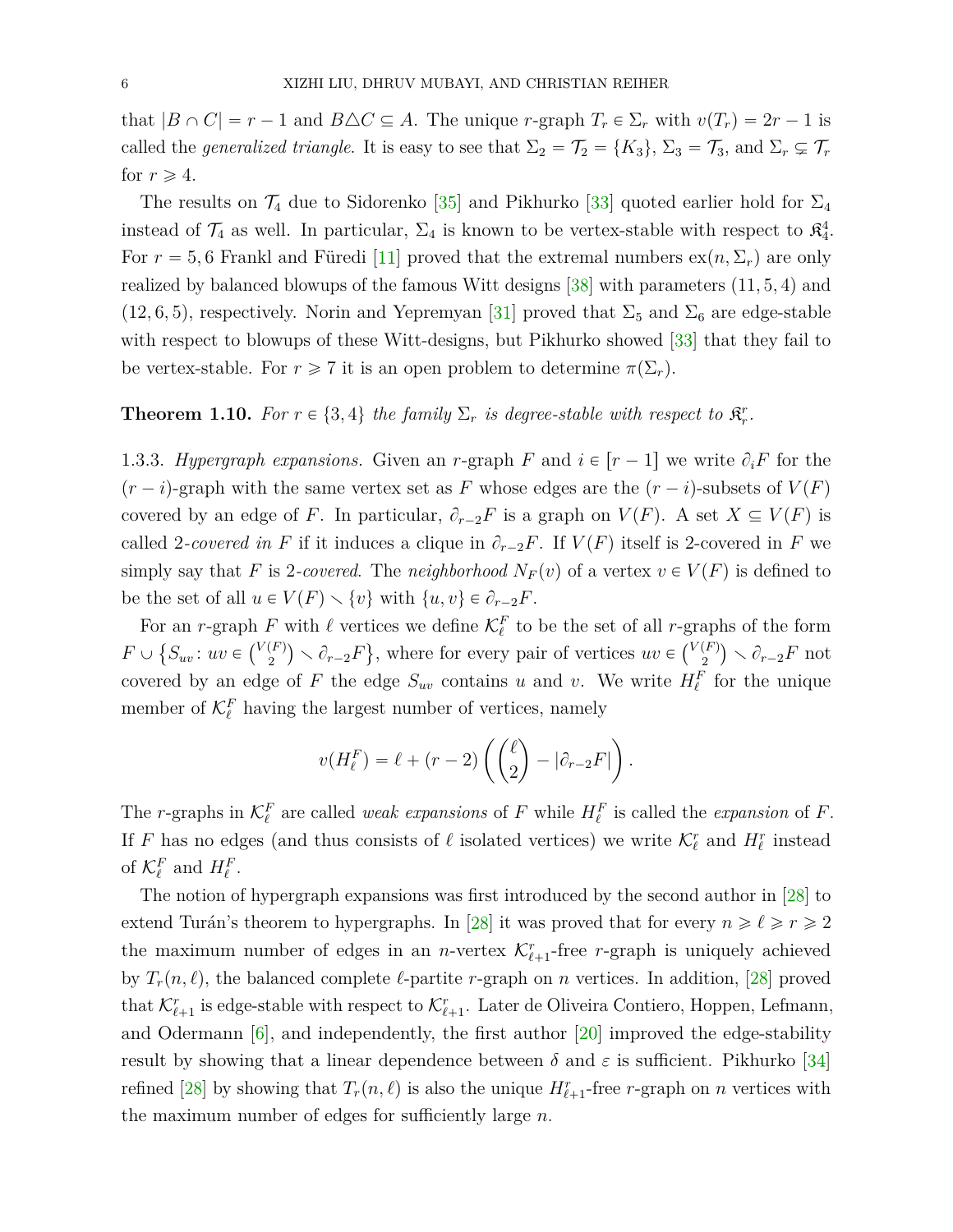that $|B \cap C| = r-1$ and $B \triangle C \subseteq A$. The unique $r$-graph $T_r \in \Sigma_r$ with $v(T_r) = 2r-1$ is called the *generalized triangle*. It is easy to see that $\Sigma_2 = \mathcal{T}_2 = \{K_3\}$, $\Sigma_3 = \mathcal{T}_3$, and $\Sigma_r \subsetneq \mathcal{T}_r$ for $r \geqslant 4$.

The results on $\mathcal{T}_4$ due to Sidorenko [35] and Pikhurko [33] quoted earlier hold for $\Sigma_4$ instead of $\mathcal{T}_4$ as well. In particular, $\Sigma_4$ is known to be vertex-stable with respect to $\mathfrak{K}^4_4$. For $r = 5, 6$ Frankl and Füredi [11] proved that the extremal numbers $\mathrm{ex}(n, \Sigma_r)$ are only realized by balanced blowups of the famous Witt designs [38] with parameters $(11, 5, 4)$ and $(12, 6, 5)$, respectively. Norin and Yepremyan [31] proved that $\Sigma_5$ and $\Sigma_6$ are edge-stable with respect to blowups of these Witt-designs, but Pikhurko showed [33] that they fail to be vertex-stable. For $r \geqslant 7$ it is an open problem to determine $\pi(\Sigma_r)$.

**Theorem 1.10.** *For $r \in \{3, 4\}$ the family $\Sigma_r$ is degree-stable with respect to $\mathfrak{K}^r_r$.*

1.3.3. *Hypergraph expansions.* Given an $r$-graph $F$ and $i \in [r-1]$ we write $\partial_i F$ for the $(r-i)$-graph with the same vertex set as $F$ whose edges are the $(r-i)$-subsets of $V(F)$ covered by an edge of $F$. In particular, $\partial_{r-2}F$ is a graph on $V(F)$. A set $X \subseteq V(F)$ is called 2-*covered in* $F$ if it induces a clique in $\partial_{r-2}F$. If $V(F)$ itself is 2-covered in $F$ we simply say that $F$ is 2-*covered*. The *neighborhood* $N_F(v)$ of a vertex $v \in V(F)$ is defined to be the set of all $u \in V(F) \smallsetminus \{v\}$ with $\{u, v\} \in \partial_{r-2}F$.

For an $r$-graph $F$ with $\ell$ vertices we define $\mathcal{K}^F_\ell$ to be the set of all $r$-graphs of the form $F \cup \{S_{uv} : uv \in \binom{V(F)}{2} \smallsetminus \partial_{r-2}F\}$, where for every pair of vertices $uv \in \binom{V(F)}{2} \smallsetminus \partial_{r-2}F$ not covered by an edge of $F$ the edge $S_{uv}$ contains $u$ and $v$. We write $H^F_\ell$ for the unique member of $\mathcal{K}^F_\ell$ having the largest number of vertices, namely

$$v(H^F_\ell) = \ell + (r-2)\left(\binom{\ell}{2} - |\partial_{r-2}F|\right).$$

The $r$-graphs in $\mathcal{K}^F_\ell$ are called *weak expansions* of $F$ while $H^F_\ell$ is called the *expansion* of $F$. If $F$ has no edges (and thus consists of $\ell$ isolated vertices) we write $\mathcal{K}^r_\ell$ and $H^r_\ell$ instead of $\mathcal{K}^F_\ell$ and $H^F_\ell$.

The notion of hypergraph expansions was first introduced by the second author in [28] to extend Turán's theorem to hypergraphs. In [28] it was proved that for every $n \geqslant \ell \geqslant r \geqslant 2$ the maximum number of edges in an $n$-vertex $\mathcal{K}^r_{\ell+1}$-free $r$-graph is uniquely achieved by $T_r(n, \ell)$, the balanced complete $\ell$-partite $r$-graph on $n$ vertices. In addition, [28] proved that $\mathcal{K}^r_{\ell+1}$ is edge-stable with respect to $\mathcal{K}^r_{\ell+1}$. Later de Oliveira Contiero, Hoppen, Lefmann, and Odermann [6], and independently, the first author [20] improved the edge-stability result by showing that a linear dependence between $\delta$ and $\varepsilon$ is sufficient. Pikhurko [34] refined [28] by showing that $T_r(n, \ell)$ is also the unique $H^r_{\ell+1}$-free $r$-graph on $n$ vertices with the maximum number of edges for sufficiently large $n$.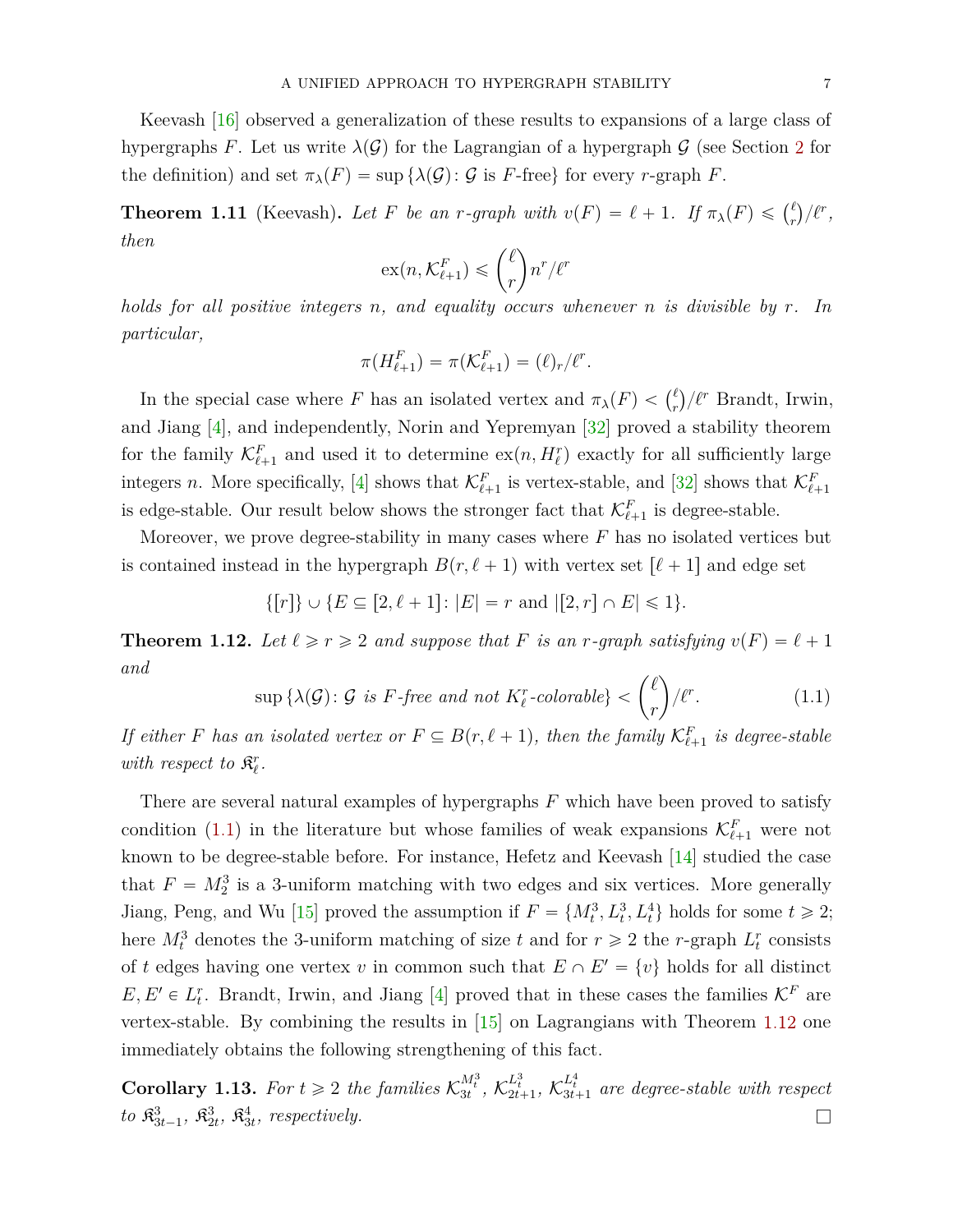Keevash [16] observed a generalization of these results to expansions of a large class of hypergraphs $F$. Let us write $\lambda(\mathcal{G})$ for the Lagrangian of a hypergraph $\mathcal{G}$ (see Section 2 for the definition) and set $\pi_\lambda(F) = \sup\{\lambda(\mathcal{G})\colon \mathcal{G} \text{ is } F\text{-free}\}$ for every $r$-graph $F$.

**Theorem 1.11** (Keevash)**.** *Let $F$ be an $r$-graph with $v(F) = \ell + 1$. If $\pi_\lambda(F) \leqslant \binom{\ell}{r}/\ell^r$, then*

$$\mathrm{ex}(n, \mathcal{K}^F_{\ell+1}) \leqslant \binom{\ell}{r} n^r/\ell^r$$

*holds for all positive integers $n$, and equality occurs whenever $n$ is divisible by $r$. In particular,*

$$\pi(H^F_{\ell+1}) = \pi(\mathcal{K}^F_{\ell+1}) = (\ell)_r/\ell^r.$$

In the special case where $F$ has an isolated vertex and $\pi_\lambda(F) < \binom{\ell}{r}/\ell^r$ Brandt, Irwin, and Jiang [4], and independently, Norin and Yepremyan [32] proved a stability theorem for the family $\mathcal{K}^F_{\ell+1}$ and used it to determine $\mathrm{ex}(n, H^r_\ell)$ exactly for all sufficiently large integers $n$. More specifically, [4] shows that $\mathcal{K}^F_{\ell+1}$ is vertex-stable, and [32] shows that $\mathcal{K}^F_{\ell+1}$ is edge-stable. Our result below shows the stronger fact that $\mathcal{K}^F_{\ell+1}$ is degree-stable.

Moreover, we prove degree-stability in many cases where $F$ has no isolated vertices but is contained instead in the hypergraph $B(r, \ell+1)$ with vertex set $[\ell+1]$ and edge set

$$\{[r]\} \cup \{E \subseteq [2, \ell+1]\colon |E| = r \text{ and } |[2, r] \cap E| \leqslant 1\}.$$

**Theorem 1.12.** *Let $\ell \geqslant r \geqslant 2$ and suppose that $F$ is an $r$-graph satisfying $v(F) = \ell + 1$ and*

$$\sup\{\lambda(\mathcal{G})\colon \mathcal{G} \text{ is } F\text{-free and not } K^r_\ell\text{-colorable}\} < \binom{\ell}{r}/\ell^r. \tag{1.1}$$

*If either $F$ has an isolated vertex or $F \subseteq B(r, \ell+1)$, then the family $\mathcal{K}^F_{\ell+1}$ is degree-stable with respect to $\mathfrak{K}^r_\ell$.*

There are several natural examples of hypergraphs $F$ which have been proved to satisfy condition (1.1) in the literature but whose families of weak expansions $\mathcal{K}^F_{\ell+1}$ were not known to be degree-stable before. For instance, Hefetz and Keevash [14] studied the case that $F = M^3_2$ is a 3-uniform matching with two edges and six vertices. More generally Jiang, Peng, and Wu [15] proved the assumption if $F = \{M^3_t, L^3_t, L^4_t\}$ holds for some $t \geqslant 2$; here $M^3_t$ denotes the 3-uniform matching of size $t$ and for $r \geqslant 2$ the $r$-graph $L^r_t$ consists of $t$ edges having one vertex $v$ in common such that $E \cap E' = \{v\}$ holds for all distinct $E, E' \in L^r_t$. Brandt, Irwin, and Jiang [4] proved that in these cases the families $\mathcal{K}^F$ are vertex-stable. By combining the results in [15] on Lagrangians with Theorem 1.12 one immediately obtains the following strengthening of this fact.

**Corollary 1.13.** *For $t \geqslant 2$ the families $\mathcal{K}^{M^3_t}_{3t}$, $\mathcal{K}^{L^3_t}_{2t+1}$, $\mathcal{K}^{L^4_t}_{3t+1}$ are degree-stable with respect to $\mathfrak{K}^3_{3t-1}$, $\mathfrak{K}^3_{2t}$, $\mathfrak{K}^4_{3t}$, respectively.* □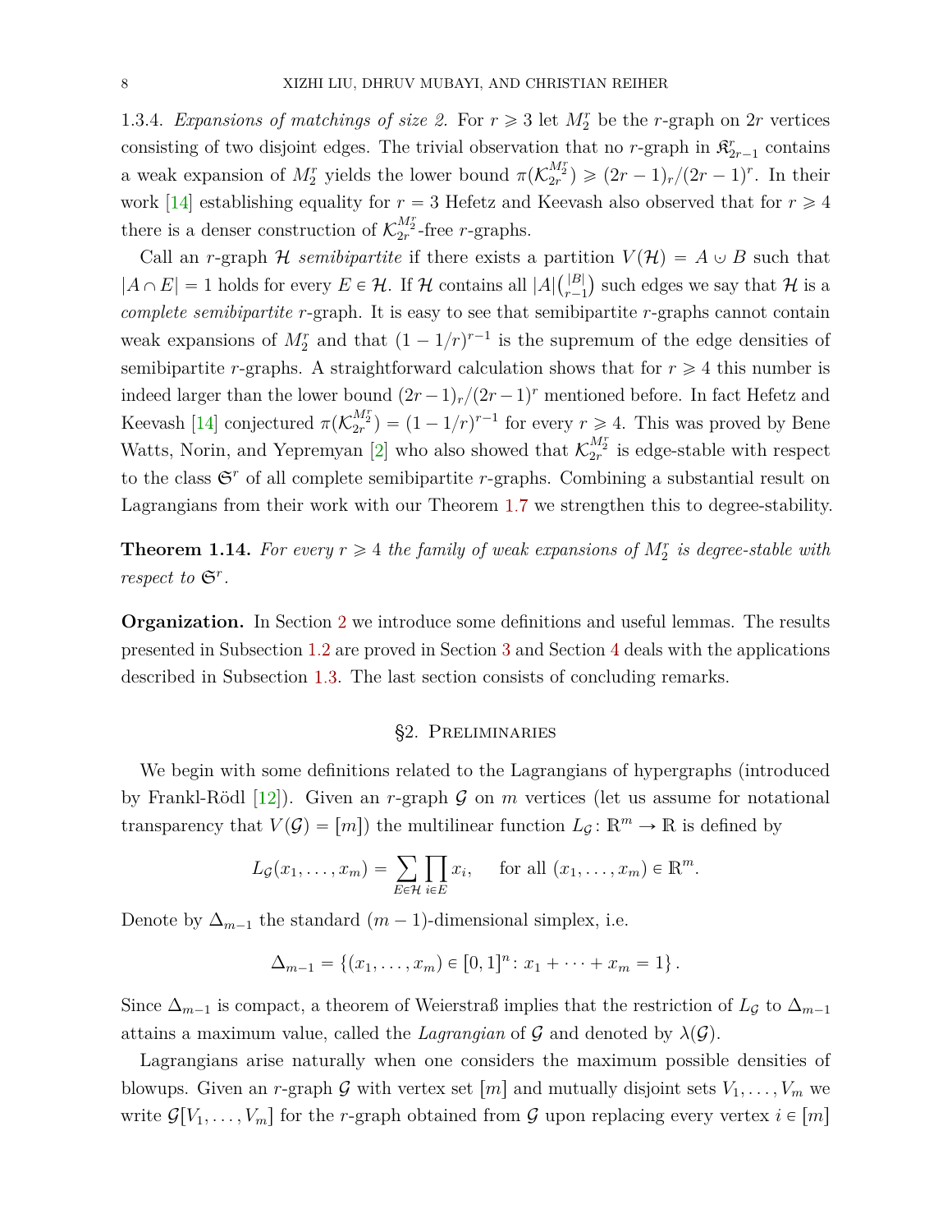1.3.4. *Expansions of matchings of size 2.* For $r \geqslant 3$ let $M_2^r$ be the $r$-graph on $2r$ vertices consisting of two disjoint edges. The trivial observation that no $r$-graph in $\mathfrak{K}_{2r-1}^r$ contains a weak expansion of $M_2^r$ yields the lower bound $\pi(\mathcal{K}_{2r}^{M_2^r}) \geqslant (2r-1)_r/(2r-1)^r$. In their work [14] establishing equality for $r = 3$ Hefetz and Keevash also observed that for $r \geqslant 4$ there is a denser construction of $\mathcal{K}_{2r}^{M_2^r}$-free $r$-graphs.

Call an $r$-graph $\mathcal{H}$ *semibipartite* if there exists a partition $V(\mathcal{H}) = A \cup B$ such that $|A \cap E| = 1$ holds for every $E \in \mathcal{H}$. If $\mathcal{H}$ contains all $|A|\binom{|B|}{r-1}$ such edges we say that $\mathcal{H}$ is a *complete semibipartite* $r$-graph. It is easy to see that semibipartite $r$-graphs cannot contain weak expansions of $M_2^r$ and that $(1-1/r)^{r-1}$ is the supremum of the edge densities of semibipartite $r$-graphs. A straightforward calculation shows that for $r \geqslant 4$ this number is indeed larger than the lower bound $(2r-1)_r/(2r-1)^r$ mentioned before. In fact Hefetz and Keevash [14] conjectured $\pi(\mathcal{K}_{2r}^{M_2^r}) = (1-1/r)^{r-1}$ for every $r \geqslant 4$. This was proved by Bene Watts, Norin, and Yepremyan [2] who also showed that $\mathcal{K}_{2r}^{M_2^r}$ is edge-stable with respect to the class $\mathfrak{S}^r$ of all complete semibipartite $r$-graphs. Combining a substantial result on Lagrangians from their work with our Theorem 1.7 we strengthen this to degree-stability.

**Theorem 1.14.** *For every $r \geqslant 4$ the family of weak expansions of $M_2^r$ is degree-stable with respect to $\mathfrak{S}^r$.*

**Organization.** In Section 2 we introduce some definitions and useful lemmas. The results presented in Subsection 1.2 are proved in Section 3 and Section 4 deals with the applications described in Subsection 1.3. The last section consists of concluding remarks.

## §2. Preliminaries

We begin with some definitions related to the Lagrangians of hypergraphs (introduced by Frankl-Rödl [12]). Given an $r$-graph $\mathcal{G}$ on $m$ vertices (let us assume for notational transparency that $V(\mathcal{G}) = [m]$) the multilinear function $L_{\mathcal{G}} \colon \mathbb{R}^m \to \mathbb{R}$ is defined by

$$L_{\mathcal{G}}(x_1, \ldots, x_m) = \sum_{E \in \mathcal{H}} \prod_{i \in E} x_i, \quad \text{ for all } (x_1, \ldots, x_m) \in \mathbb{R}^m.$$

Denote by $\Delta_{m-1}$ the standard $(m-1)$-dimensional simplex, i.e.

$$\Delta_{m-1} = \{(x_1, \ldots, x_m) \in [0,1]^n \colon x_1 + \cdots + x_m = 1\}.$$

Since $\Delta_{m-1}$ is compact, a theorem of Weierstraß implies that the restriction of $L_{\mathcal{G}}$ to $\Delta_{m-1}$ attains a maximum value, called the *Lagrangian* of $\mathcal{G}$ and denoted by $\lambda(\mathcal{G})$.

Lagrangians arise naturally when one considers the maximum possible densities of blowups. Given an $r$-graph $\mathcal{G}$ with vertex set $[m]$ and mutually disjoint sets $V_1, \ldots, V_m$ we write $\mathcal{G}[V_1, \ldots, V_m]$ for the $r$-graph obtained from $\mathcal{G}$ upon replacing every vertex $i \in [m]$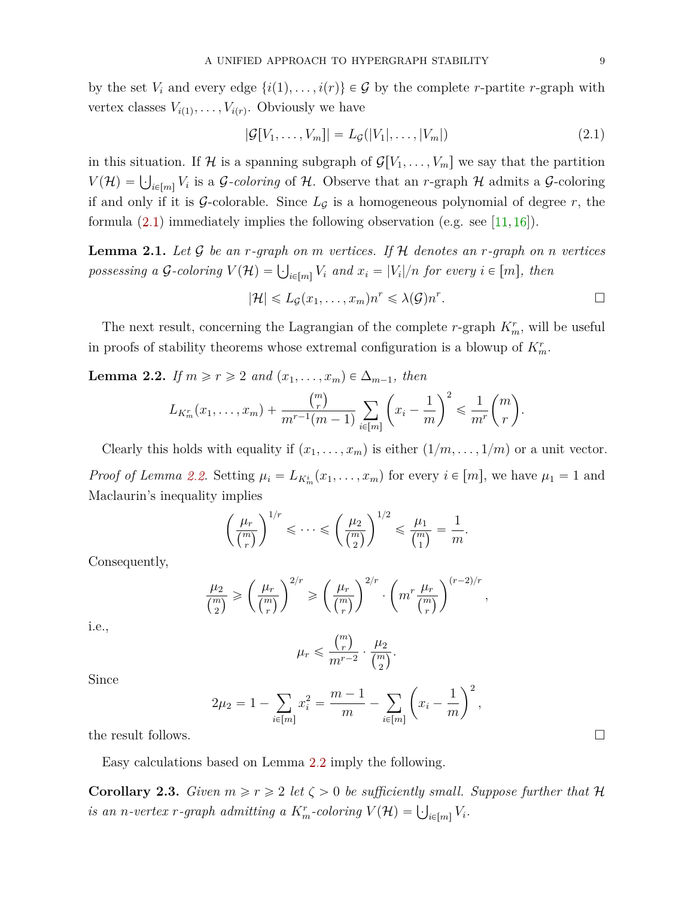by the set $V_i$ and every edge $\{i(1), \ldots, i(r)\} \in \mathcal{G}$ by the complete $r$-partite $r$-graph with vertex classes $V_{i(1)}, \ldots, V_{i(r)}$. Obviously we have

$$|\mathcal{G}[V_1, \ldots, V_m]| = L_{\mathcal{G}}(|V_1|, \ldots, |V_m|) \tag{2.1}$$

in this situation. If $\mathcal{H}$ is a spanning subgraph of $\mathcal{G}[V_1, \ldots, V_m]$ we say that the partition $V(\mathcal{H}) = \dot\bigcup_{i \in [m]} V_i$ is a *$\mathcal{G}$-coloring* of $\mathcal{H}$. Observe that an $r$-graph $\mathcal{H}$ admits a $\mathcal{G}$-coloring if and only if it is $\mathcal{G}$-colorable. Since $L_{\mathcal{G}}$ is a homogeneous polynomial of degree $r$, the formula (2.1) immediately implies the following observation (e.g. see [11, 16]).

**Lemma 2.1.** *Let $\mathcal{G}$ be an $r$-graph on $m$ vertices. If $\mathcal{H}$ denotes an $r$-graph on $n$ vertices possessing a $\mathcal{G}$-coloring $V(\mathcal{H}) = \dot\bigcup_{i \in [m]} V_i$ and $x_i = |V_i|/n$ for every $i \in [m]$, then*

$$|\mathcal{H}| \leqslant L_{\mathcal{G}}(x_1, \ldots, x_m) n^r \leqslant \lambda(\mathcal{G}) n^r. \qquad \square$$

The next result, concerning the Lagrangian of the complete $r$-graph $K_m^r$, will be useful in proofs of stability theorems whose extremal configuration is a blowup of $K_m^r$.

**Lemma 2.2.** *If $m \geqslant r \geqslant 2$ and $(x_1, \ldots, x_m) \in \Delta_{m-1}$, then*

$$L_{K_m^r}(x_1, \ldots, x_m) + \frac{\binom{m}{r}}{m^{r-1}(m-1)} \sum_{i \in [m]} \left(x_i - \frac{1}{m}\right)^2 \leqslant \frac{1}{m^r}\binom{m}{r}.$$

Clearly this holds with equality if $(x_1, \ldots, x_m)$ is either $(1/m, \ldots, 1/m)$ or a unit vector.

*Proof of Lemma 2.2.* Setting $\mu_i = L_{K_m^i}(x_1, \ldots, x_m)$ for every $i \in [m]$, we have $\mu_1 = 1$ and Maclaurin's inequality implies

$$\left(\frac{\mu_r}{\binom{m}{r}}\right)^{1/r} \leqslant \cdots \leqslant \left(\frac{\mu_2}{\binom{m}{2}}\right)^{1/2} \leqslant \frac{\mu_1}{\binom{m}{1}} = \frac{1}{m}.$$

Consequently,

$$\frac{\mu_2}{\binom{m}{2}} \geqslant \left(\frac{\mu_r}{\binom{m}{r}}\right)^{2/r} \geqslant \left(\frac{\mu_r}{\binom{m}{r}}\right)^{2/r} \cdot \left(m^r \frac{\mu_r}{\binom{m}{r}}\right)^{(r-2)/r},$$

i.e.,

$$\mu_r \leqslant \frac{\binom{m}{r}}{m^{r-2}} \cdot \frac{\mu_2}{\binom{m}{2}}.$$

Since

$$2\mu_2 = 1 - \sum_{i \in [m]} x_i^2 = \frac{m-1}{m} - \sum_{i \in [m]} \left(x_i - \frac{1}{m}\right)^2,$$

the result follows. $\square$

Easy calculations based on Lemma 2.2 imply the following.

**Corollary 2.3.** *Given $m \geqslant r \geqslant 2$ let $\zeta > 0$ be sufficiently small. Suppose further that $\mathcal{H}$ is an $n$-vertex $r$-graph admitting a $K_m^r$-coloring $V(\mathcal{H}) = \dot\bigcup_{i \in [m]} V_i$.*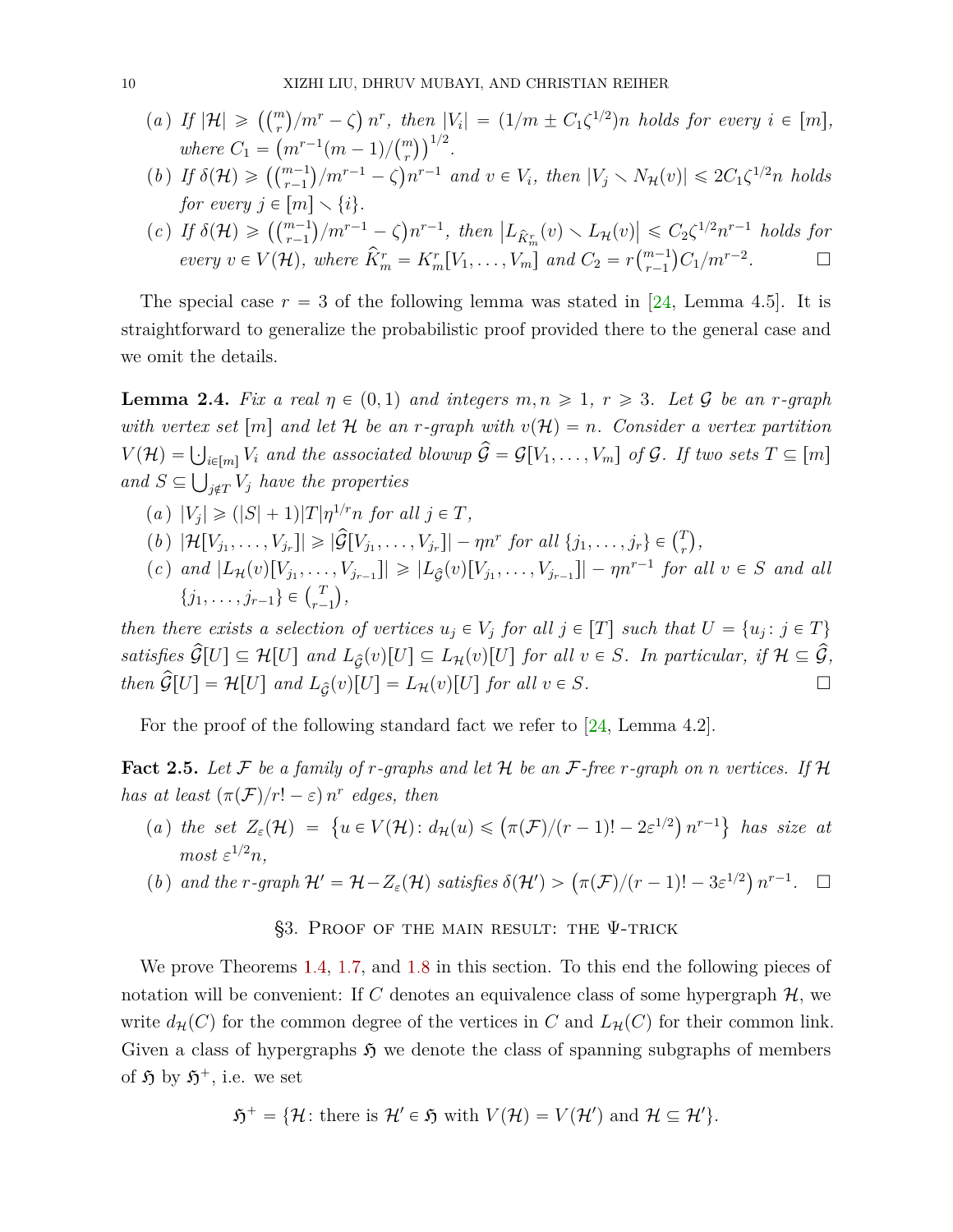(*a*) *If* $|\mathcal{H}| \geqslant \left(\binom{m}{r}/m^r - \zeta\right) n^r$, *then* $|V_i| = (1/m \pm C_1\zeta^{1/2})n$ *holds for every* $i \in [m]$, *where* $C_1 = \left(m^{r-1}(m-1)/\binom{m}{r}\right)^{1/2}$.

(*b*) *If* $\delta(\mathcal{H}) \geqslant \left(\binom{m-1}{r-1}/m^{r-1} - \zeta\right)n^{r-1}$ *and* $v \in V_i$, *then* $|V_j \smallsetminus N_{\mathcal{H}}(v)| \leqslant 2C_1\zeta^{1/2}n$ *holds for every* $j \in [m] \smallsetminus \{i\}$.

(*c*) *If* $\delta(\mathcal{H}) \geqslant \left(\binom{m-1}{r-1}/m^{r-1} - \zeta\right)n^{r-1}$, *then* $\left|L_{\widehat{K}^r_m}(v) \smallsetminus L_{\mathcal{H}}(v)\right| \leqslant C_2\zeta^{1/2}n^{r-1}$ *holds for every* $v \in V(\mathcal{H})$, *where* $\widehat{K}^r_m = K^r_m[V_1, \dots, V_m]$ *and* $C_2 = r\binom{m-1}{r-1}C_1/m^{r-2}$. □

The special case $r = 3$ of the following lemma was stated in [24, Lemma 4.5]. It is straightforward to generalize the probabilistic proof provided there to the general case and we omit the details.

**Lemma 2.4.** *Fix a real* $\eta \in (0,1)$ *and integers* $m, n \geqslant 1$, $r \geqslant 3$. *Let* $\mathcal{G}$ *be an* $r$*-graph with vertex set* $[m]$ *and let* $\mathcal{H}$ *be an* $r$*-graph with* $v(\mathcal{H}) = n$. *Consider a vertex partition* $V(\mathcal{H}) = \dot\bigcup_{i\in[m]} V_i$ *and the associated blowup* $\widehat{\mathcal{G}} = \mathcal{G}[V_1, \dots, V_m]$ *of* $\mathcal{G}$. *If two sets* $T \subseteq [m]$ *and* $S \subseteq \bigcup_{j\notin T} V_j$ *have the properties*

(*a*) $|V_j| \geqslant (|S| + 1)|T|\eta^{1/r}n$ *for all* $j \in T$,

(*b*) $|\mathcal{H}[V_{j_1}, \dots, V_{j_r}]| \geqslant |\widehat{\mathcal{G}}[V_{j_1}, \dots, V_{j_r}]| - \eta n^r$ *for all* $\{j_1, \dots, j_r\} \in \binom{T}{r}$,

(*c*) *and* $|L_{\mathcal{H}}(v)[V_{j_1}, \dots, V_{j_{r-1}}]| \geqslant |L_{\widehat{\mathcal{G}}}(v)[V_{j_1}, \dots, V_{j_{r-1}}]| - \eta n^{r-1}$ *for all* $v \in S$ *and all* $\{j_1, \dots, j_{r-1}\} \in \binom{T}{r-1}$,

*then there exists a selection of vertices* $u_j \in V_j$ *for all* $j \in [T]$ *such that* $U = \{u_j : j \in T\}$ *satisfies* $\widehat{\mathcal{G}}[U] \subseteq \mathcal{H}[U]$ *and* $L_{\widehat{\mathcal{G}}}(v)[U] \subseteq L_{\mathcal{H}}(v)[U]$ *for all* $v \in S$. *In particular, if* $\mathcal{H} \subseteq \widehat{\mathcal{G}}$, *then* $\widehat{\mathcal{G}}[U] = \mathcal{H}[U]$ *and* $L_{\widehat{\mathcal{G}}}(v)[U] = L_{\mathcal{H}}(v)[U]$ *for all* $v \in S$. □

For the proof of the following standard fact we refer to [24, Lemma 4.2].

**Fact 2.5.** *Let* $\mathcal{F}$ *be a family of* $r$*-graphs and let* $\mathcal{H}$ *be an* $\mathcal{F}$*-free* $r$*-graph on* $n$ *vertices. If* $\mathcal{H}$ *has at least* $(\pi(\mathcal{F})/r! - \varepsilon)\, n^r$ *edges, then*

(*a*) *the set* $Z_\varepsilon(\mathcal{H}) = \left\{u \in V(\mathcal{H}) : d_{\mathcal{H}}(u) \leqslant \left(\pi(\mathcal{F})/(r-1)! - 2\varepsilon^{1/2}\right) n^{r-1}\right\}$ *has size at most* $\varepsilon^{1/2}n$,

(*b*) *and the* $r$*-graph* $\mathcal{H}' = \mathcal{H} - Z_\varepsilon(\mathcal{H})$ *satisfies* $\delta(\mathcal{H}') > \left(\pi(\mathcal{F})/(r-1)! - 3\varepsilon^{1/2}\right) n^{r-1}$. □

## §3. Proof of the main result: the Ψ-trick

We prove Theorems 1.4, 1.7, and 1.8 in this section. To this end the following pieces of notation will be convenient: If $C$ denotes an equivalence class of some hypergraph $\mathcal{H}$, we write $d_{\mathcal{H}}(C)$ for the common degree of the vertices in $C$ and $L_{\mathcal{H}}(C)$ for their common link. Given a class of hypergraphs $\mathfrak{H}$ we denote the class of spanning subgraphs of members of $\mathfrak{H}$ by $\mathfrak{H}^+$, i.e. we set

$$\mathfrak{H}^+ = \{\mathcal{H} : \text{there is } \mathcal{H}' \in \mathfrak{H} \text{ with } V(\mathcal{H}) = V(\mathcal{H}') \text{ and } \mathcal{H} \subseteq \mathcal{H}'\}.$$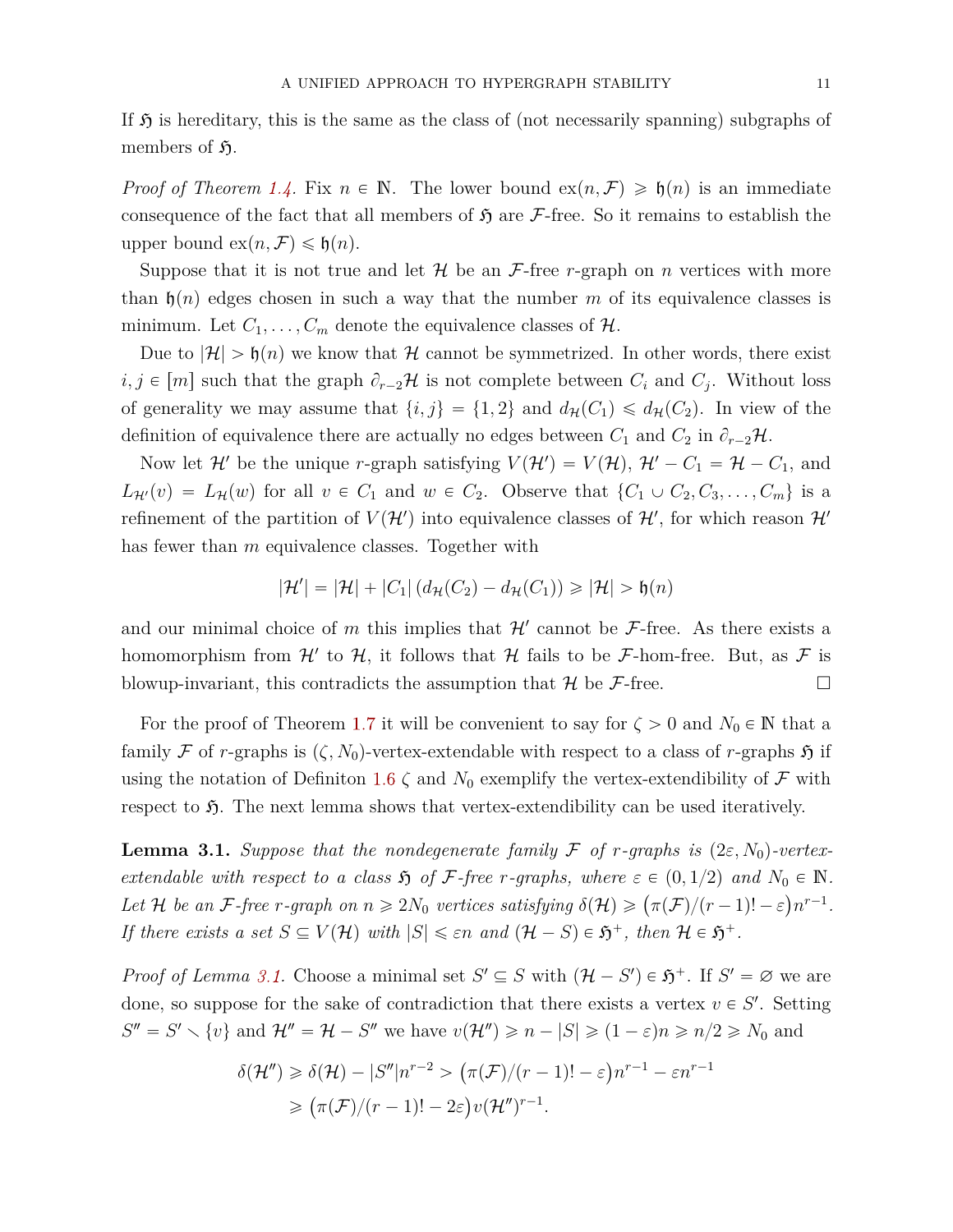If $\mathfrak{H}$ is hereditary, this is the same as the class of (not necessarily spanning) subgraphs of members of $\mathfrak{H}$.

*Proof of Theorem 1.4.* Fix $n \in \mathbb{N}$. The lower bound $\mathrm{ex}(n, \mathcal{F}) \geqslant \mathfrak{h}(n)$ is an immediate consequence of the fact that all members of $\mathfrak{H}$ are $\mathcal{F}$-free. So it remains to establish the upper bound $\mathrm{ex}(n, \mathcal{F}) \leqslant \mathfrak{h}(n)$.

Suppose that it is not true and let $\mathcal{H}$ be an $\mathcal{F}$-free $r$-graph on $n$ vertices with more than $\mathfrak{h}(n)$ edges chosen in such a way that the number $m$ of its equivalence classes is minimum. Let $C_1, \dots, C_m$ denote the equivalence classes of $\mathcal{H}$.

Due to $|\mathcal{H}| > \mathfrak{h}(n)$ we know that $\mathcal{H}$ cannot be symmetrized. In other words, there exist $i, j \in [m]$ such that the graph $\partial_{r-2}\mathcal{H}$ is not complete between $C_i$ and $C_j$. Without loss of generality we may assume that $\{i, j\} = \{1, 2\}$ and $d_{\mathcal{H}}(C_1) \leqslant d_{\mathcal{H}}(C_2)$. In view of the definition of equivalence there are actually no edges between $C_1$ and $C_2$ in $\partial_{r-2}\mathcal{H}$.

Now let $\mathcal{H}'$ be the unique $r$-graph satisfying $V(\mathcal{H}') = V(\mathcal{H})$, $\mathcal{H}' - C_1 = \mathcal{H} - C_1$, and $L_{\mathcal{H}'}(v) = L_{\mathcal{H}}(w)$ for all $v \in C_1$ and $w \in C_2$. Observe that $\{C_1 \cup C_2, C_3, \dots, C_m\}$ is a refinement of the partition of $V(\mathcal{H}')$ into equivalence classes of $\mathcal{H}'$, for which reason $\mathcal{H}'$ has fewer than $m$ equivalence classes. Together with

$$|\mathcal{H}'| = |\mathcal{H}| + |C_1| \left(d_{\mathcal{H}}(C_2) - d_{\mathcal{H}}(C_1)\right) \geqslant |\mathcal{H}| > \mathfrak{h}(n)$$

and our minimal choice of $m$ this implies that $\mathcal{H}'$ cannot be $\mathcal{F}$-free. As there exists a homomorphism from $\mathcal{H}'$ to $\mathcal{H}$, it follows that $\mathcal{H}$ fails to be $\mathcal{F}$-hom-free. But, as $\mathcal{F}$ is blowup-invariant, this contradicts the assumption that $\mathcal{H}$ be $\mathcal{F}$-free. □

For the proof of Theorem 1.7 it will be convenient to say for $\zeta > 0$ and $N_0 \in \mathbb{N}$ that a family $\mathcal{F}$ of $r$-graphs is $(\zeta, N_0)$-vertex-extendable with respect to a class of $r$-graphs $\mathfrak{H}$ if using the notation of Definiton 1.6 $\zeta$ and $N_0$ exemplify the vertex-extendibility of $\mathcal{F}$ with respect to $\mathfrak{H}$. The next lemma shows that vertex-extendibility can be used iteratively.

**Lemma 3.1.** *Suppose that the nondegenerate family $\mathcal{F}$ of $r$-graphs is $(2\varepsilon, N_0)$-vertex-extendable with respect to a class $\mathfrak{H}$ of $\mathcal{F}$-free $r$-graphs, where $\varepsilon \in (0, 1/2)$ and $N_0 \in \mathbb{N}$. Let $\mathcal{H}$ be an $\mathcal{F}$-free $r$-graph on $n \geqslant 2N_0$ vertices satisfying $\delta(\mathcal{H}) \geqslant \big(\pi(\mathcal{F})/(r-1)! - \varepsilon\big)n^{r-1}$. If there exists a set $S \subseteq V(\mathcal{H})$ with $|S| \leqslant \varepsilon n$ and $(\mathcal{H} - S) \in \mathfrak{H}^+$, then $\mathcal{H} \in \mathfrak{H}^+$.*

*Proof of Lemma 3.1.* Choose a minimal set $S' \subseteq S$ with $(\mathcal{H} - S') \in \mathfrak{H}^+$. If $S' = \varnothing$ we are done, so suppose for the sake of contradiction that there exists a vertex $v \in S'$. Setting $S'' = S' \smallsetminus \{v\}$ and $\mathcal{H}'' = \mathcal{H} - S''$ we have $v(\mathcal{H}'') \geqslant n - |S| \geqslant (1 - \varepsilon)n \geqslant n/2 \geqslant N_0$ and

$$\begin{aligned}\delta(\mathcal{H}'') &\geqslant \delta(\mathcal{H}) - |S''| n^{r-2} > \big(\pi(\mathcal{F})/(r-1)! - \varepsilon\big)n^{r-1} - \varepsilon n^{r-1} \\ &\geqslant \big(\pi(\mathcal{F})/(r-1)! - 2\varepsilon\big)v(\mathcal{H}'')^{r-1}.\end{aligned}$$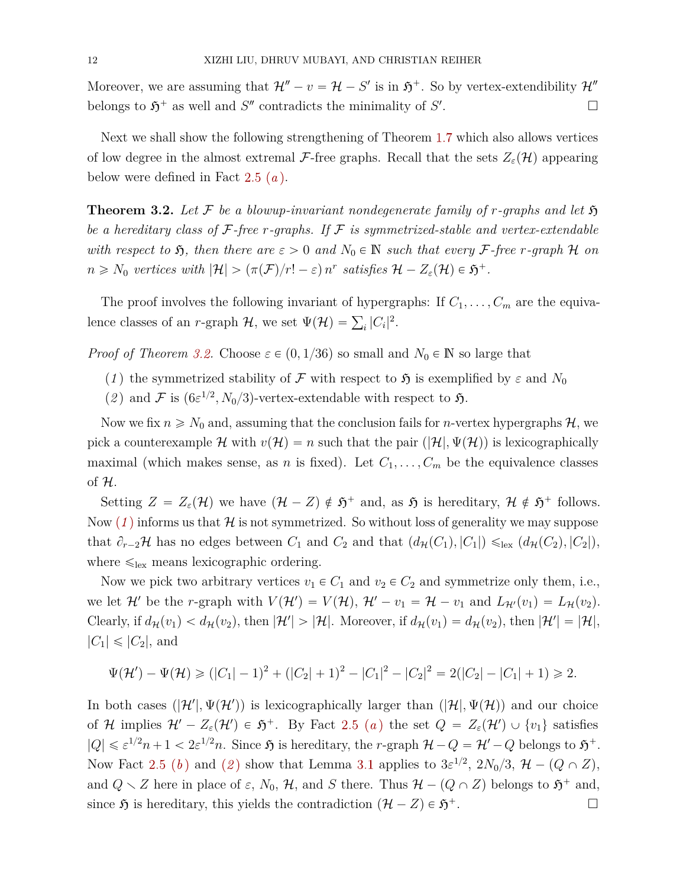Moreover, we are assuming that $\mathcal{H}'' - v = \mathcal{H} - S'$ is in $\mathfrak{H}^+$. So by vertex-extendibility $\mathcal{H}''$ belongs to $\mathfrak{H}^+$ as well and $S''$ contradicts the minimality of $S'$. $\square$

Next we shall show the following strengthening of Theorem 1.7 which also allows vertices of low degree in the almost extremal $\mathcal{F}$-free graphs. Recall that the sets $Z_\varepsilon(\mathcal{H})$ appearing below were defined in Fact 2.5 *(a)*.

**Theorem 3.2.** *Let $\mathcal{F}$ be a blowup-invariant nondegenerate family of $r$-graphs and let $\mathfrak{H}$ be a hereditary class of $\mathcal{F}$-free $r$-graphs. If $\mathcal{F}$ is symmetrized-stable and vertex-extendable with respect to $\mathfrak{H}$, then there are $\varepsilon > 0$ and $N_0 \in \mathbb{N}$ such that every $\mathcal{F}$-free $r$-graph $\mathcal{H}$ on $n \geqslant N_0$ vertices with $|\mathcal{H}| > (\pi(\mathcal{F})/r! - \varepsilon)\, n^r$ satisfies $\mathcal{H} - Z_\varepsilon(\mathcal{H}) \in \mathfrak{H}^+$.*

The proof involves the following invariant of hypergraphs: If $C_1, \dots, C_m$ are the equivalence classes of an $r$-graph $\mathcal{H}$, we set $\Psi(\mathcal{H}) = \sum_i |C_i|^2$.

*Proof of Theorem 3.2.* Choose $\varepsilon \in (0, 1/36)$ so small and $N_0 \in \mathbb{N}$ so large that

(*1*) the symmetrized stability of $\mathcal{F}$ with respect to $\mathfrak{H}$ is exemplified by $\varepsilon$ and $N_0$

(*2*) and $\mathcal{F}$ is $(6\varepsilon^{1/2}, N_0/3)$-vertex-extendable with respect to $\mathfrak{H}$.

Now we fix $n \geqslant N_0$ and, assuming that the conclusion fails for $n$-vertex hypergraphs $\mathcal{H}$, we pick a counterexample $\mathcal{H}$ with $v(\mathcal{H}) = n$ such that the pair $(|\mathcal{H}|, \Psi(\mathcal{H}))$ is lexicographically maximal (which makes sense, as $n$ is fixed). Let $C_1, \dots, C_m$ be the equivalence classes of $\mathcal{H}$.

Setting $Z = Z_\varepsilon(\mathcal{H})$ we have $(\mathcal{H} - Z) \notin \mathfrak{H}^+$ and, as $\mathfrak{H}$ is hereditary, $\mathcal{H} \notin \mathfrak{H}^+$ follows. Now (*1*) informs us that $\mathcal{H}$ is not symmetrized. So without loss of generality we may suppose that $\partial_{r-2}\mathcal{H}$ has no edges between $C_1$ and $C_2$ and that $(d_{\mathcal{H}}(C_1), |C_1|) \leqslant_{\text{lex}} (d_{\mathcal{H}}(C_2), |C_2|)$, where $\leqslant_{\text{lex}}$ means lexicographic ordering.

Now we pick two arbitrary vertices $v_1 \in C_1$ and $v_2 \in C_2$ and symmetrize only them, i.e., we let $\mathcal{H}'$ be the $r$-graph with $V(\mathcal{H}') = V(\mathcal{H})$, $\mathcal{H}' - v_1 = \mathcal{H} - v_1$ and $L_{\mathcal{H}'}(v_1) = L_{\mathcal{H}}(v_2)$. Clearly, if $d_{\mathcal{H}}(v_1) < d_{\mathcal{H}}(v_2)$, then $|\mathcal{H}'| > |\mathcal{H}|$. Moreover, if $d_{\mathcal{H}}(v_1) = d_{\mathcal{H}}(v_2)$, then $|\mathcal{H}'| = |\mathcal{H}|$, $|C_1| \leqslant |C_2|$, and

$$\Psi(\mathcal{H}') - \Psi(\mathcal{H}) \geqslant (|C_1| - 1)^2 + (|C_2| + 1)^2 - |C_1|^2 - |C_2|^2 = 2(|C_2| - |C_1| + 1) \geqslant 2.$$

In both cases $(|\mathcal{H}'|, \Psi(\mathcal{H}'))$ is lexicographically larger than $(|\mathcal{H}|, \Psi(\mathcal{H}))$ and our choice of $\mathcal{H}$ implies $\mathcal{H}' - Z_\varepsilon(\mathcal{H}') \in \mathfrak{H}^+$. By Fact 2.5 *(a)* the set $Q = Z_\varepsilon(\mathcal{H}') \cup \{v_1\}$ satisfies $|Q| \leqslant \varepsilon^{1/2}n + 1 < 2\varepsilon^{1/2}n$. Since $\mathfrak{H}$ is hereditary, the $r$-graph $\mathcal{H} - Q = \mathcal{H}' - Q$ belongs to $\mathfrak{H}^+$. Now Fact 2.5 *(b)* and (*2*) show that Lemma 3.1 applies to $3\varepsilon^{1/2}$, $2N_0/3$, $\mathcal{H} - (Q \cap Z)$, and $Q \smallsetminus Z$ here in place of $\varepsilon$, $N_0$, $\mathcal{H}$, and $S$ there. Thus $\mathcal{H} - (Q \cap Z)$ belongs to $\mathfrak{H}^+$ and, since $\mathfrak{H}$ is hereditary, this yields the contradiction $(\mathcal{H} - Z) \in \mathfrak{H}^+$. $\square$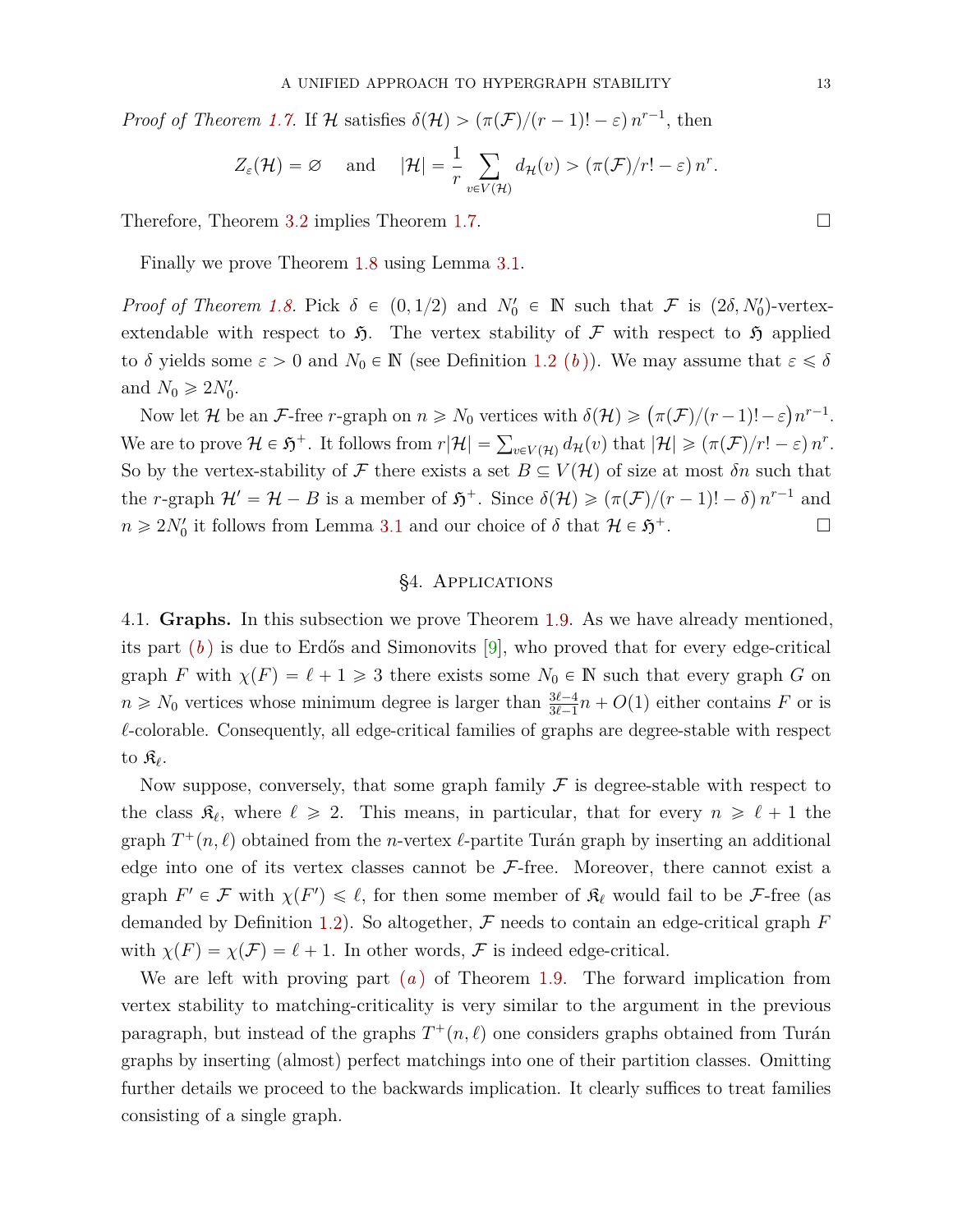*Proof of Theorem 1.7.* If $\mathcal{H}$ satisfies $\delta(\mathcal{H}) > (\pi(\mathcal{F})/(r-1)! - \varepsilon)\, n^{r-1}$, then

$$Z_\varepsilon(\mathcal{H}) = \varnothing \quad \text{ and } \quad |\mathcal{H}| = \frac{1}{r} \sum_{v \in V(\mathcal{H})} d_{\mathcal{H}}(v) > (\pi(\mathcal{F})/r! - \varepsilon)\, n^r.$$

Therefore, Theorem 3.2 implies Theorem 1.7. □

Finally we prove Theorem 1.8 using Lemma 3.1.

*Proof of Theorem 1.8.* Pick $\delta \in (0, 1/2)$ and $N_0' \in \mathbb{N}$ such that $\mathcal{F}$ is $(2\delta, N_0')$-vertex-extendable with respect to $\mathfrak{H}$. The vertex stability of $\mathcal{F}$ with respect to $\mathfrak{H}$ applied to $\delta$ yields some $\varepsilon > 0$ and $N_0 \in \mathbb{N}$ (see Definition 1.2 *(b)*). We may assume that $\varepsilon \leqslant \delta$ and $N_0 \geqslant 2N_0'$.

Now let $\mathcal{H}$ be an $\mathcal{F}$-free $r$-graph on $n \geqslant N_0$ vertices with $\delta(\mathcal{H}) \geqslant \big(\pi(\mathcal{F})/(r-1)! - \varepsilon\big) n^{r-1}$. We are to prove $\mathcal{H} \in \mathfrak{H}^+$. It follows from $r|\mathcal{H}| = \sum_{v \in V(\mathcal{H})} d_{\mathcal{H}}(v)$ that $|\mathcal{H}| \geqslant (\pi(\mathcal{F})/r! - \varepsilon)\, n^r$. So by the vertex-stability of $\mathcal{F}$ there exists a set $B \subseteq V(\mathcal{H})$ of size at most $\delta n$ such that the $r$-graph $\mathcal{H}' = \mathcal{H} - B$ is a member of $\mathfrak{H}^+$. Since $\delta(\mathcal{H}) \geqslant (\pi(\mathcal{F})/(r-1)! - \delta)\, n^{r-1}$ and $n \geqslant 2N_0'$ it follows from Lemma 3.1 and our choice of $\delta$ that $\mathcal{H} \in \mathfrak{H}^+$. □

## §4. Applications

4.1. **Graphs.** In this subsection we prove Theorem 1.9. As we have already mentioned, its part *(b)* is due to Erdős and Simonovits [9], who proved that for every edge-critical graph $F$ with $\chi(F) = \ell + 1 \geqslant 3$ there exists some $N_0 \in \mathbb{N}$ such that every graph $G$ on $n \geqslant N_0$ vertices whose minimum degree is larger than $\frac{3\ell-4}{3\ell-1}n + O(1)$ either contains $F$ or is $\ell$-colorable. Consequently, all edge-critical families of graphs are degree-stable with respect to $\mathfrak{K}_\ell$.

Now suppose, conversely, that some graph family $\mathcal{F}$ is degree-stable with respect to the class $\mathfrak{K}_\ell$, where $\ell \geqslant 2$. This means, in particular, that for every $n \geqslant \ell + 1$ the graph $T^+(n, \ell)$ obtained from the $n$-vertex $\ell$-partite Turán graph by inserting an additional edge into one of its vertex classes cannot be $\mathcal{F}$-free. Moreover, there cannot exist a graph $F' \in \mathcal{F}$ with $\chi(F') \leqslant \ell$, for then some member of $\mathfrak{K}_\ell$ would fail to be $\mathcal{F}$-free (as demanded by Definition 1.2). So altogether, $\mathcal{F}$ needs to contain an edge-critical graph $F$ with $\chi(F) = \chi(\mathcal{F}) = \ell + 1$. In other words, $\mathcal{F}$ is indeed edge-critical.

We are left with proving part *(a)* of Theorem 1.9. The forward implication from vertex stability to matching-criticality is very similar to the argument in the previous paragraph, but instead of the graphs $T^+(n, \ell)$ one considers graphs obtained from Turán graphs by inserting (almost) perfect matchings into one of their partition classes. Omitting further details we proceed to the backwards implication. It clearly suffices to treat families consisting of a single graph.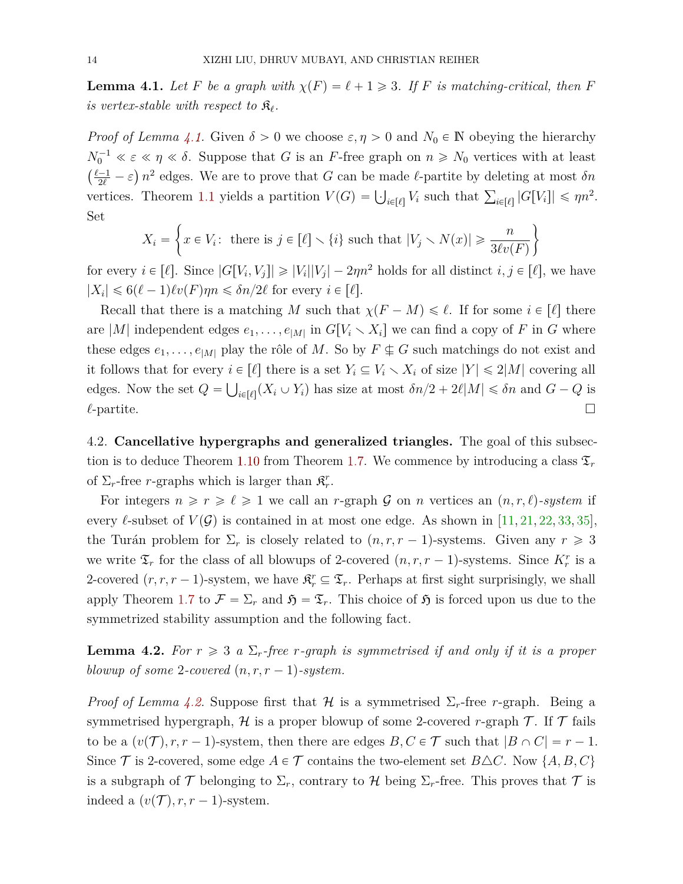**Lemma 4.1.** *Let $F$ be a graph with $\chi(F) = \ell + 1 \geqslant 3$. If $F$ is matching-critical, then $F$ is vertex-stable with respect to $\mathfrak{K}_\ell$.*

*Proof of Lemma 4.1.* Given $\delta > 0$ we choose $\varepsilon, \eta > 0$ and $N_0 \in \mathbb{N}$ obeying the hierarchy $N_0^{-1} \ll \varepsilon \ll \eta \ll \delta$. Suppose that $G$ is an $F$-free graph on $n \geqslant N_0$ vertices with at least $\left(\frac{\ell-1}{2\ell} - \varepsilon\right) n^2$ edges. We are to prove that $G$ can be made $\ell$-partite by deleting at most $\delta n$ vertices. Theorem 1.1 yields a partition $V(G) = \dot\bigcup_{i\in[\ell]} V_i$ such that $\sum_{i\in[\ell]} |G[V_i]| \leqslant \eta n^2$. Set

$$X_i = \left\{x \in V_i\colon \text{ there is } j \in [\ell] \smallsetminus \{i\} \text{ such that } |V_j \smallsetminus N(x)| \geqslant \frac{n}{3\ell v(F)}\right\}$$

for every $i \in [\ell]$. Since $|G[V_i, V_j]| \geqslant |V_i||V_j| - 2\eta n^2$ holds for all distinct $i, j \in [\ell]$, we have $|X_i| \leqslant 6(\ell-1)\ell v(F)\eta n \leqslant \delta n/2\ell$ for every $i \in [\ell]$.

Recall that there is a matching $M$ such that $\chi(F - M) \leqslant \ell$. If for some $i \in [\ell]$ there are $|M|$ independent edges $e_1, \ldots, e_{|M|}$ in $G[V_i \smallsetminus X_i]$ we can find a copy of $F$ in $G$ where these edges $e_1, \ldots, e_{|M|}$ play the rôle of $M$. So by $F \nsubseteq G$ such matchings do not exist and it follows that for every $i \in [\ell]$ there is a set $Y_i \subseteq V_i \smallsetminus X_i$ of size $|Y| \leqslant 2|M|$ covering all edges. Now the set $Q = \bigcup_{i\in[\ell]}(X_i \cup Y_i)$ has size at most $\delta n/2 + 2\ell|M| \leqslant \delta n$ and $G - Q$ is $\ell$-partite. $\square$

4.2. **Cancellative hypergraphs and generalized triangles.** The goal of this subsection is to deduce Theorem 1.10 from Theorem 1.7. We commence by introducing a class $\mathfrak{T}_r$ of $\Sigma_r$-free $r$-graphs which is larger than $\mathfrak{K}_r^r$.

For integers $n \geqslant r \geqslant \ell \geqslant 1$ we call an $r$-graph $\mathcal{G}$ on $n$ vertices an *$(n, r, \ell)$-system* if every $\ell$-subset of $V(\mathcal{G})$ is contained in at most one edge. As shown in [11, 21, 22, 33, 35], the Turán problem for $\Sigma_r$ is closely related to $(n, r, r-1)$-systems. Given any $r \geqslant 3$ we write $\mathfrak{T}_r$ for the class of all blowups of 2-covered $(n, r, r-1)$-systems. Since $K_r^r$ is a 2-covered $(r, r, r-1)$-system, we have $\mathfrak{K}_r^r \subseteq \mathfrak{T}_r$. Perhaps at first sight surprisingly, we shall apply Theorem 1.7 to $\mathcal{F} = \Sigma_r$ and $\mathfrak{H} = \mathfrak{T}_r$. This choice of $\mathfrak{H}$ is forced upon us due to the symmetrized stability assumption and the following fact.

**Lemma 4.2.** *For $r \geqslant 3$ a $\Sigma_r$-free $r$-graph is symmetrised if and only if it is a proper blowup of some 2-covered $(n, r, r-1)$-system.*

*Proof of Lemma 4.2.* Suppose first that $\mathcal{H}$ is a symmetrised $\Sigma_r$-free $r$-graph. Being a symmetrised hypergraph, $\mathcal{H}$ is a proper blowup of some 2-covered $r$-graph $\mathcal{T}$. If $\mathcal{T}$ fails to be a $(v(\mathcal{T}), r, r-1)$-system, then there are edges $B, C \in \mathcal{T}$ such that $|B \cap C| = r - 1$. Since $\mathcal{T}$ is 2-covered, some edge $A \in \mathcal{T}$ contains the two-element set $B \triangle C$. Now $\{A, B, C\}$ is a subgraph of $\mathcal{T}$ belonging to $\Sigma_r$, contrary to $\mathcal{H}$ being $\Sigma_r$-free. This proves that $\mathcal{T}$ is indeed a $(v(\mathcal{T}), r, r-1)$-system.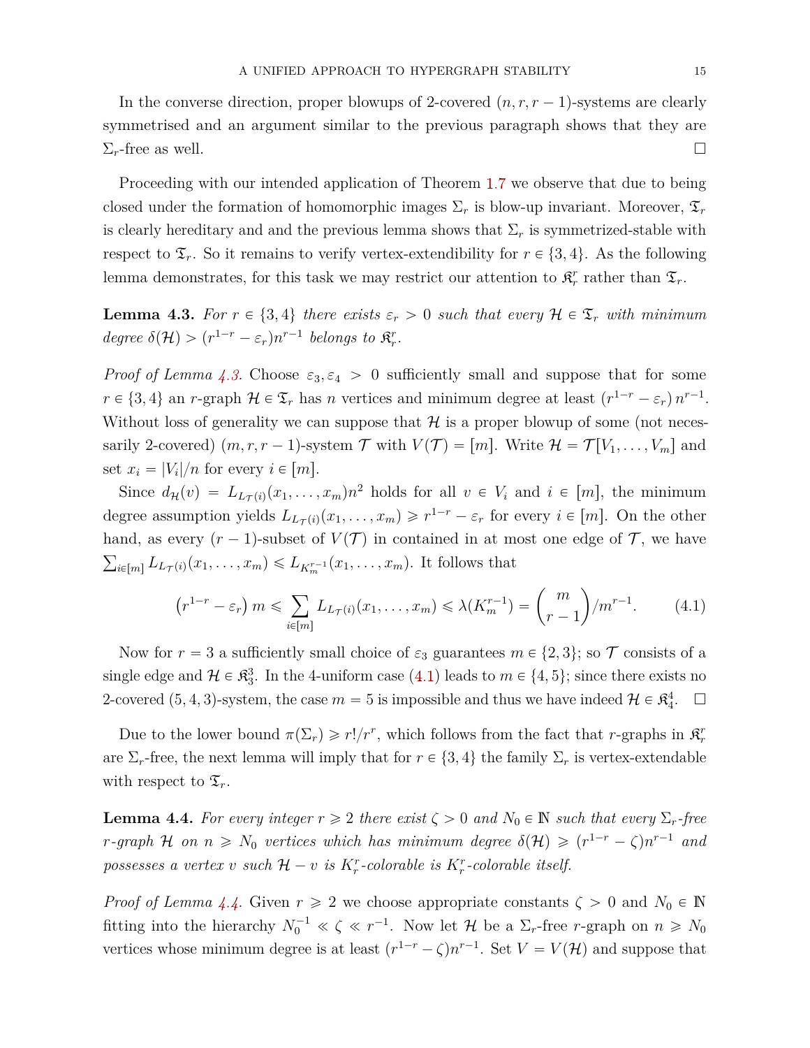In the converse direction, proper blowups of 2-covered $(n, r, r-1)$-systems are clearly symmetrised and an argument similar to the previous paragraph shows that they are $\Sigma_r$-free as well. □

Proceeding with our intended application of Theorem 1.7 we observe that due to being closed under the formation of homomorphic images $\Sigma_r$ is blow-up invariant. Moreover, $\mathfrak{T}_r$ is clearly hereditary and and the previous lemma shows that $\Sigma_r$ is symmetrized-stable with respect to $\mathfrak{T}_r$. So it remains to verify vertex-extendibility for $r \in \{3, 4\}$. As the following lemma demonstrates, for this task we may restrict our attention to $\mathfrak{K}_r^r$ rather than $\mathfrak{T}_r$.

**Lemma 4.3.** *For $r \in \{3, 4\}$ there exists $\varepsilon_r > 0$ such that every $\mathcal{H} \in \mathfrak{T}_r$ with minimum degree $\delta(\mathcal{H}) > (r^{1-r} - \varepsilon_r)n^{r-1}$ belongs to $\mathfrak{K}_r^r$.*

*Proof of Lemma 4.3.* Choose $\varepsilon_3, \varepsilon_4 > 0$ sufficiently small and suppose that for some $r \in \{3, 4\}$ an $r$-graph $\mathcal{H} \in \mathfrak{T}_r$ has $n$ vertices and minimum degree at least $(r^{1-r} - \varepsilon_r)\, n^{r-1}$. Without loss of generality we can suppose that $\mathcal{H}$ is a proper blowup of some (not necessarily 2-covered) $(m, r, r-1)$-system $\mathcal{T}$ with $V(\mathcal{T}) = [m]$. Write $\mathcal{H} = \mathcal{T}[V_1, \dots, V_m]$ and set $x_i = |V_i|/n$ for every $i \in [m]$.

Since $d_{\mathcal{H}}(v) = L_{L_{\mathcal{T}}(i)}(x_1, \dots, x_m)n^2$ holds for all $v \in V_i$ and $i \in [m]$, the minimum degree assumption yields $L_{L_{\mathcal{T}}(i)}(x_1, \dots, x_m) \geqslant r^{1-r} - \varepsilon_r$ for every $i \in [m]$. On the other hand, as every $(r-1)$-subset of $V(\mathcal{T})$ in contained in at most one edge of $\mathcal{T}$, we have $\sum_{i \in [m]} L_{L_{\mathcal{T}}(i)}(x_1, \dots, x_m) \leqslant L_{K_m^{r-1}}(x_1, \dots, x_m)$. It follows that

$$\big(r^{1-r} - \varepsilon_r\big)\, m \leqslant \sum_{i \in [m]} L_{L_{\mathcal{T}}(i)}(x_1, \dots, x_m) \leqslant \lambda(K_m^{r-1}) = \binom{m}{r-1}\Big/ m^{r-1}. \tag{4.1}$$

Now for $r = 3$ a sufficiently small choice of $\varepsilon_3$ guarantees $m \in \{2, 3\}$; so $\mathcal{T}$ consists of a single edge and $\mathcal{H} \in \mathfrak{K}_3^3$. In the 4-uniform case (4.1) leads to $m \in \{4, 5\}$; since there exists no 2-covered $(5, 4, 3)$-system, the case $m = 5$ is impossible and thus we have indeed $\mathcal{H} \in \mathfrak{K}_4^4$. □

Due to the lower bound $\pi(\Sigma_r) \geqslant r!/r^r$, which follows from the fact that $r$-graphs in $\mathfrak{K}_r^r$ are $\Sigma_r$-free, the next lemma will imply that for $r \in \{3, 4\}$ the family $\Sigma_r$ is vertex-extendable with respect to $\mathfrak{T}_r$.

**Lemma 4.4.** *For every integer $r \geqslant 2$ there exist $\zeta > 0$ and $N_0 \in \mathbb{N}$ such that every $\Sigma_r$-free $r$-graph $\mathcal{H}$ on $n \geqslant N_0$ vertices which has minimum degree $\delta(\mathcal{H}) \geqslant (r^{1-r} - \zeta)n^{r-1}$ and possesses a vertex $v$ such $\mathcal{H} - v$ is $K_r^r$-colorable is $K_r^r$-colorable itself.*

*Proof of Lemma 4.4.* Given $r \geqslant 2$ we choose appropriate constants $\zeta > 0$ and $N_0 \in \mathbb{N}$ fitting into the hierarchy $N_0^{-1} \ll \zeta \ll r^{-1}$. Now let $\mathcal{H}$ be a $\Sigma_r$-free $r$-graph on $n \geqslant N_0$ vertices whose minimum degree is at least $(r^{1-r} - \zeta)n^{r-1}$. Set $V = V(\mathcal{H})$ and suppose that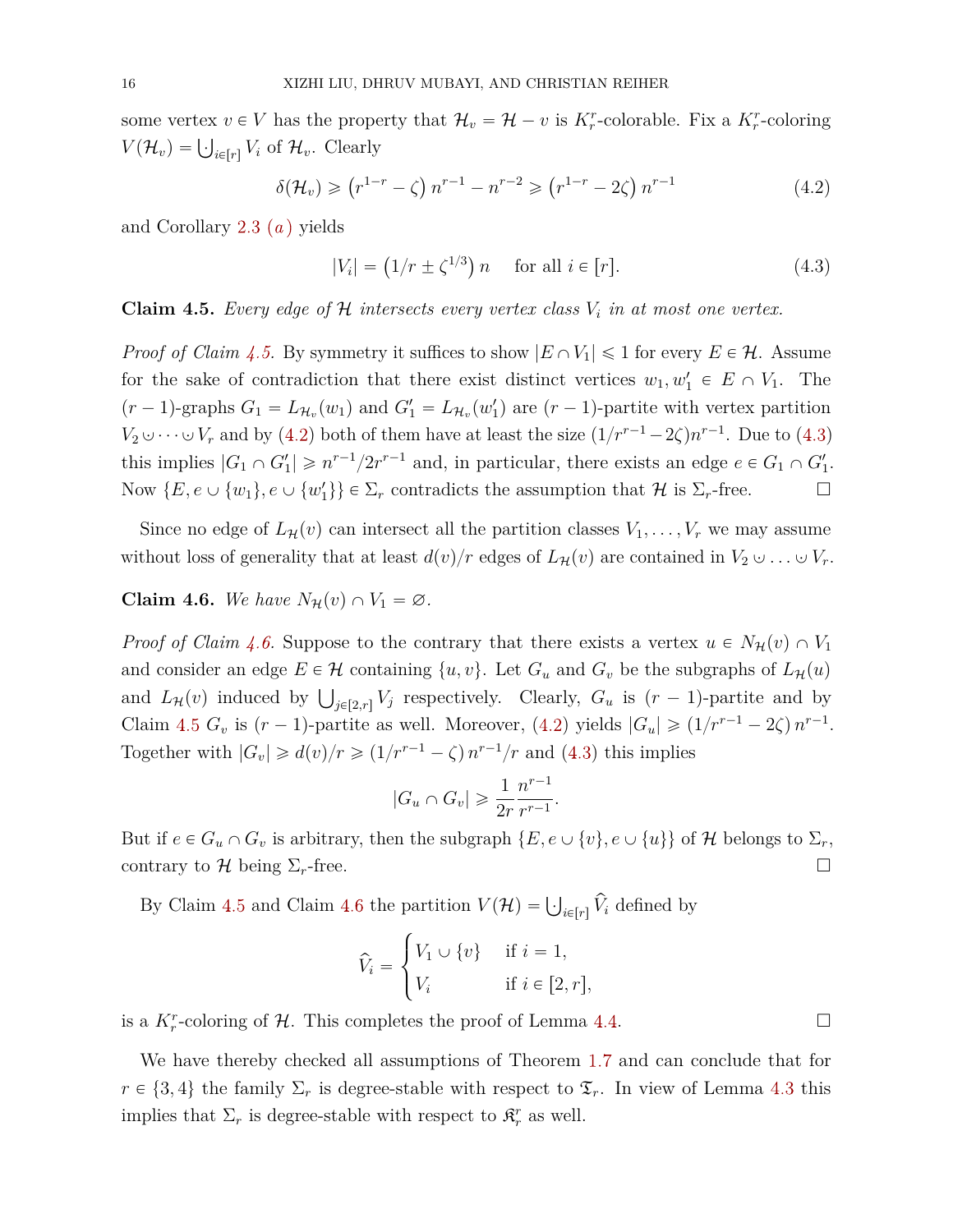some vertex $v \in V$ has the property that $\mathcal{H}_v = \mathcal{H} - v$ is $K_r^r$-colorable. Fix a $K_r^r$-coloring $V(\mathcal{H}_v) = \bigcup_{i\in[r]} V_i$ of $\mathcal{H}_v$. Clearly

$$\delta(\mathcal{H}_v) \geqslant \left(r^{1-r} - \zeta\right) n^{r-1} - n^{r-2} \geqslant \left(r^{1-r} - 2\zeta\right) n^{r-1} \tag{4.2}$$

and Corollary 2.3 *(a)* yields

$$|V_i| = \left(1/r \pm \zeta^{1/3}\right) n \quad \text{ for all } i \in [r]. \tag{4.3}$$

**Claim 4.5.** *Every edge of $\mathcal{H}$ intersects every vertex class $V_i$ in at most one vertex.*

*Proof of Claim 4.5.* By symmetry it suffices to show $|E \cap V_1| \leqslant 1$ for every $E \in \mathcal{H}$. Assume for the sake of contradiction that there exist distinct vertices $w_1, w_1' \in E \cap V_1$. The $(r-1)$-graphs $G_1 = L_{\mathcal{H}_v}(w_1)$ and $G_1' = L_{\mathcal{H}_v}(w_1')$ are $(r-1)$-partite with vertex partition $V_2 \cup \dots \cup V_r$ and by (4.2) both of them have at least the size $(1/r^{r-1} - 2\zeta)n^{r-1}$. Due to (4.3) this implies $|G_1 \cap G_1'| \geqslant n^{r-1}/2r^{r-1}$ and, in particular, there exists an edge $e \in G_1 \cap G_1'$. Now $\{E, e \cup \{w_1\}, e \cup \{w_1'\}\} \in \Sigma_r$ contradicts the assumption that $\mathcal{H}$ is $\Sigma_r$-free. $\square$

Since no edge of $L_{\mathcal{H}}(v)$ can intersect all the partition classes $V_1, \dots, V_r$ we may assume without loss of generality that at least $d(v)/r$ edges of $L_{\mathcal{H}}(v)$ are contained in $V_2 \cup \dots \cup V_r$.

**Claim 4.6.** *We have $N_{\mathcal{H}}(v) \cap V_1 = \varnothing$.*

*Proof of Claim 4.6.* Suppose to the contrary that there exists a vertex $u \in N_{\mathcal{H}}(v) \cap V_1$ and consider an edge $E \in \mathcal{H}$ containing $\{u, v\}$. Let $G_u$ and $G_v$ be the subgraphs of $L_{\mathcal{H}}(u)$ and $L_{\mathcal{H}}(v)$ induced by $\bigcup_{j\in[2,r]} V_j$ respectively. Clearly, $G_u$ is $(r-1)$-partite and by Claim 4.5 $G_v$ is $(r-1)$-partite as well. Moreover, (4.2) yields $|G_u| \geqslant (1/r^{r-1} - 2\zeta)\, n^{r-1}$. Together with $|G_v| \geqslant d(v)/r \geqslant (1/r^{r-1} - \zeta)\, n^{r-1}/r$ and (4.3) this implies

$$|G_u \cap G_v| \geqslant \frac{1}{2r}\frac{n^{r-1}}{r^{r-1}}.$$

But if $e \in G_u \cap G_v$ is arbitrary, then the subgraph $\{E, e \cup \{v\}, e \cup \{u\}\}$ of $\mathcal{H}$ belongs to $\Sigma_r$, contrary to $\mathcal{H}$ being $\Sigma_r$-free. $\square$

By Claim 4.5 and Claim 4.6 the partition $V(\mathcal{H}) = \bigcup_{i\in[r]} \widehat{V}_i$ defined by

$$\widehat{V}_i = \begin{cases} V_1 \cup \{v\} & \text{if } i = 1, \\ V_i & \text{if } i \in [2, r], \end{cases}$$

is a $K_r^r$-coloring of $\mathcal{H}$. This completes the proof of Lemma 4.4. $\square$

We have thereby checked all assumptions of Theorem 1.7 and can conclude that for $r \in \{3, 4\}$ the family $\Sigma_r$ is degree-stable with respect to $\mathfrak{T}_r$. In view of Lemma 4.3 this implies that $\Sigma_r$ is degree-stable with respect to $\mathfrak{K}_r^r$ as well.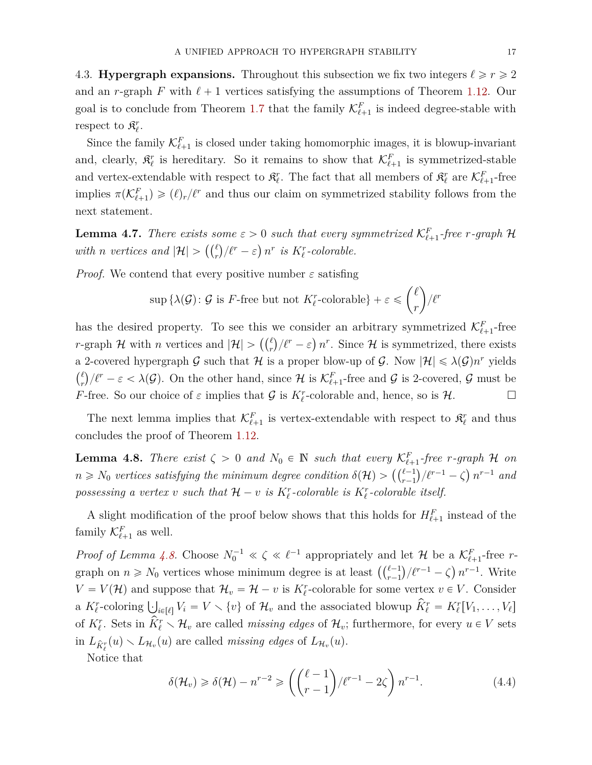4.3. **Hypergraph expansions.** Throughout this subsection we fix two integers $\ell \geqslant r \geqslant 2$ and an $r$-graph $F$ with $\ell+1$ vertices satisfying the assumptions of Theorem 1.12. Our goal is to conclude from Theorem 1.7 that the family $\mathcal{K}^F_{\ell+1}$ is indeed degree-stable with respect to $\mathfrak{K}^r_\ell$.

Since the family $\mathcal{K}^F_{\ell+1}$ is closed under taking homomorphic images, it is blowup-invariant and, clearly, $\mathfrak{K}^r_\ell$ is hereditary. So it remains to show that $\mathcal{K}^F_{\ell+1}$ is symmetrized-stable and vertex-extendable with respect to $\mathfrak{K}^r_\ell$. The fact that all members of $\mathfrak{K}^r_\ell$ are $\mathcal{K}^F_{\ell+1}$-free implies $\pi(\mathcal{K}^F_{\ell+1}) \geqslant (\ell)_r/\ell^r$ and thus our claim on symmetrized stability follows from the next statement.

**Lemma 4.7.** *There exists some $\varepsilon > 0$ such that every symmetrized $\mathcal{K}^F_{\ell+1}$-free $r$-graph $\mathcal{H}$ with $n$ vertices and $|\mathcal{H}| > \left(\binom{\ell}{r}/\ell^r - \varepsilon\right) n^r$ is $K^r_\ell$-colorable.*

*Proof.* We contend that every positive number $\varepsilon$ satisfing

$$\sup\{\lambda(\mathcal{G})\colon \mathcal{G} \text{ is } F\text{-free but not } K^r_\ell\text{-colorable}\} + \varepsilon \leqslant \binom{\ell}{r}/\ell^r$$

has the desired property. To see this we consider an arbitrary symmetrized $\mathcal{K}^F_{\ell+1}$-free $r$-graph $\mathcal{H}$ with $n$ vertices and $|\mathcal{H}| > \left(\binom{\ell}{r}/\ell^r - \varepsilon\right) n^r$. Since $\mathcal{H}$ is symmetrized, there exists a 2-covered hypergraph $\mathcal{G}$ such that $\mathcal{H}$ is a proper blow-up of $\mathcal{G}$. Now $|\mathcal{H}| \leqslant \lambda(\mathcal{G})n^r$ yields $\binom{\ell}{r}/\ell^r - \varepsilon < \lambda(\mathcal{G})$. On the other hand, since $\mathcal{H}$ is $\mathcal{K}^F_{\ell+1}$-free and $\mathcal{G}$ is 2-covered, $\mathcal{G}$ must be $F$-free. So our choice of $\varepsilon$ implies that $\mathcal{G}$ is $K^r_\ell$-colorable and, hence, so is $\mathcal{H}$. □

The next lemma implies that $\mathcal{K}^F_{\ell+1}$ is vertex-extendable with respect to $\mathfrak{K}^r_\ell$ and thus concludes the proof of Theorem 1.12.

**Lemma 4.8.** *There exist $\zeta > 0$ and $N_0 \in \mathbb{N}$ such that every $\mathcal{K}^F_{\ell+1}$-free $r$-graph $\mathcal{H}$ on $n \geqslant N_0$ vertices satisfying the minimum degree condition $\delta(\mathcal{H}) > \left(\binom{\ell-1}{r-1}/\ell^{r-1} - \zeta\right) n^{r-1}$ and possessing a vertex $v$ such that $\mathcal{H} - v$ is $K^r_\ell$-colorable is $K^r_\ell$-colorable itself.*

A slight modification of the proof below shows that this holds for $H^F_{\ell+1}$ instead of the family $\mathcal{K}^F_{\ell+1}$ as well.

*Proof of Lemma 4.8.* Choose $N_0^{-1} \ll \zeta \ll \ell^{-1}$ appropriately and let $\mathcal{H}$ be a $\mathcal{K}^F_{\ell+1}$-free $r$-graph on $n \geqslant N_0$ vertices whose minimum degree is at least $\left(\binom{\ell-1}{r-1}/\ell^{r-1} - \zeta\right) n^{r-1}$. Write $V = V(\mathcal{H})$ and suppose that $\mathcal{H}_v = \mathcal{H} - v$ is $K^r_\ell$-colorable for some vertex $v \in V$. Consider a $K^r_\ell$-coloring $\bigcup_{i\in[\ell]} V_i = V \smallsetminus \{v\}$ of $\mathcal{H}_v$ and the associated blowup $\widehat{K}^r_\ell = K^r_\ell[V_1, \dots, V_\ell]$ of $K^r_\ell$. Sets in $\widehat{K}^r_\ell \smallsetminus \mathcal{H}_v$ are called *missing edges* of $\mathcal{H}_v$; furthermore, for every $u \in V$ sets in $L_{\widehat{K}^r_\ell}(u) \smallsetminus L_{\mathcal{H}_v}(u)$ are called *missing edges* of $L_{\mathcal{H}_v}(u)$.

Notice that

$$\delta(\mathcal{H}_v) \geqslant \delta(\mathcal{H}) - n^{r-2} \geqslant \left(\binom{\ell-1}{r-1}/\ell^{r-1} - 2\zeta\right) n^{r-1}. \tag{4.4}$$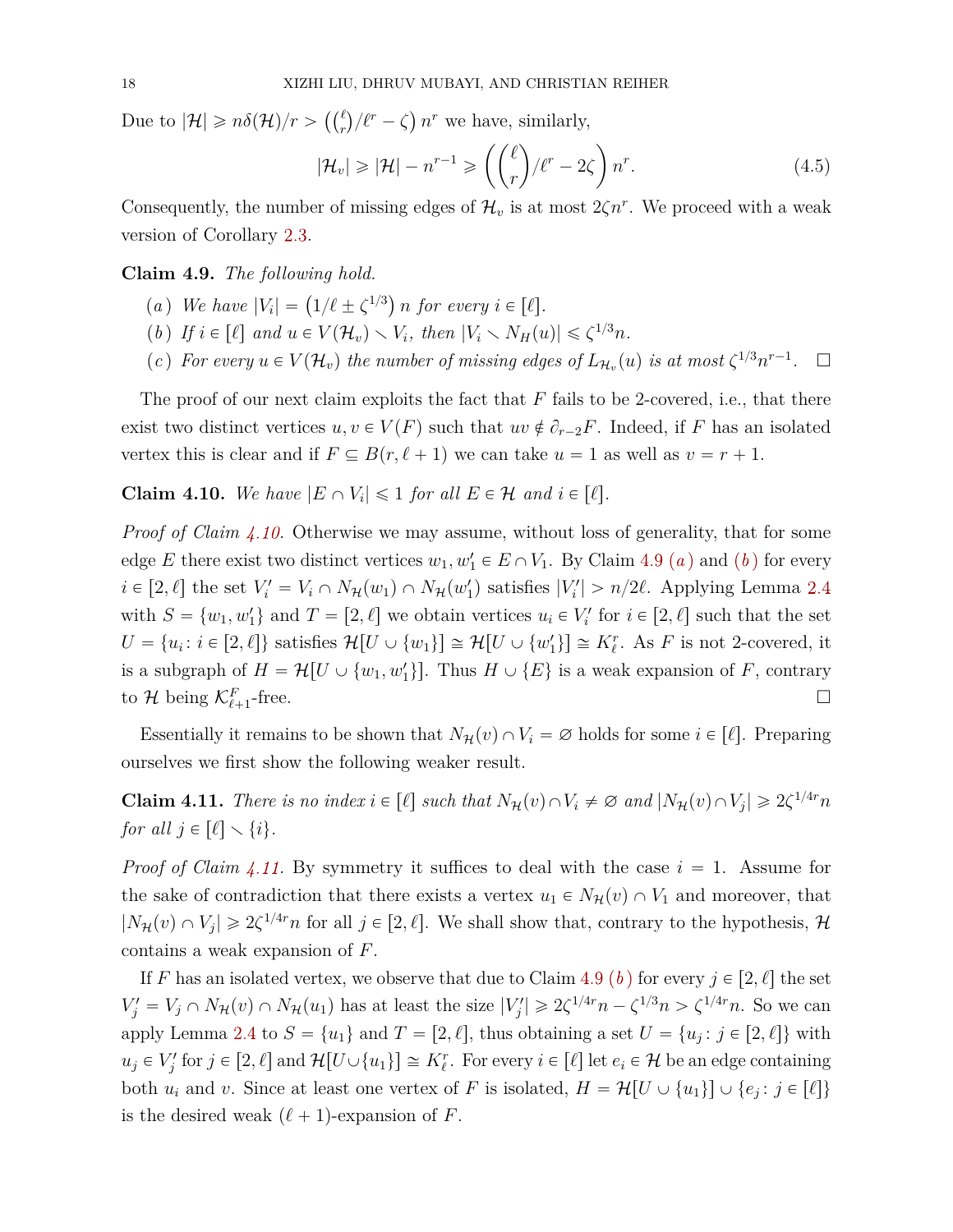Due to $|\mathcal{H}| \geqslant n\delta(\mathcal{H})/r > \left(\binom{\ell}{r}/\ell^r - \zeta\right) n^r$ we have, similarly,

$$|\mathcal{H}_v| \geqslant |\mathcal{H}| - n^{r-1} \geqslant \left(\binom{\ell}{r}/\ell^r - 2\zeta\right) n^r. \tag{4.5}$$

Consequently, the number of missing edges of $\mathcal{H}_v$ is at most $2\zeta n^r$. We proceed with a weak version of Corollary 2.3.

**Claim 4.9.** *The following hold.*

- (*a*) *We have* $|V_i| = \left(1/\ell \pm \zeta^{1/3}\right) n$ *for every* $i \in [\ell]$.
- (*b*) *If* $i \in [\ell]$ *and* $u \in V(\mathcal{H}_v) \smallsetminus V_i$, *then* $|V_i \smallsetminus N_H(u)| \leqslant \zeta^{1/3} n$.
- (*c*) *For every* $u \in V(\mathcal{H}_v)$ *the number of missing edges of* $L_{\mathcal{H}_v}(u)$ *is at most* $\zeta^{1/3} n^{r-1}$. $\square$

The proof of our next claim exploits the fact that $F$ fails to be 2-covered, i.e., that there exist two distinct vertices $u, v \in V(F)$ such that $uv \notin \partial_{r-2} F$. Indeed, if $F$ has an isolated vertex this is clear and if $F \subseteq B(r, \ell+1)$ we can take $u = 1$ as well as $v = r+1$.

**Claim 4.10.** *We have* $|E \cap V_i| \leqslant 1$ *for all* $E \in \mathcal{H}$ *and* $i \in [\ell]$.

*Proof of Claim 4.10.* Otherwise we may assume, without loss of generality, that for some edge $E$ there exist two distinct vertices $w_1, w_1' \in E \cap V_1$. By Claim 4.9 (*a*) and (*b*) for every $i \in [2, \ell]$ the set $V_i' = V_i \cap N_{\mathcal{H}}(w_1) \cap N_{\mathcal{H}}(w_1')$ satisfies $|V_i'| > n/2\ell$. Applying Lemma 2.4 with $S = \{w_1, w_1'\}$ and $T = [2, \ell]$ we obtain vertices $u_i \in V_i'$ for $i \in [2, \ell]$ such that the set $U = \{u_i \colon i \in [2, \ell]\}$ satisfies $\mathcal{H}[U \cup \{w_1\}] \cong \mathcal{H}[U \cup \{w_1'\}] \cong K_\ell^r$. As $F$ is not 2-covered, it is a subgraph of $H = \mathcal{H}[U \cup \{w_1, w_1'\}]$. Thus $H \cup \{E\}$ is a weak expansion of $F$, contrary to $\mathcal{H}$ being $\mathcal{K}_{\ell+1}^F$-free. $\square$

Essentially it remains to be shown that $N_{\mathcal{H}}(v) \cap V_i = \varnothing$ holds for some $i \in [\ell]$. Preparing ourselves we first show the following weaker result.

**Claim 4.11.** *There is no index* $i \in [\ell]$ *such that* $N_{\mathcal{H}}(v) \cap V_i \neq \varnothing$ *and* $|N_{\mathcal{H}}(v) \cap V_j| \geqslant 2\zeta^{1/4r} n$ *for all* $j \in [\ell] \smallsetminus \{i\}$.

*Proof of Claim 4.11.* By symmetry it suffices to deal with the case $i = 1$. Assume for the sake of contradiction that there exists a vertex $u_1 \in N_{\mathcal{H}}(v) \cap V_1$ and moreover, that $|N_{\mathcal{H}}(v) \cap V_j| \geqslant 2\zeta^{1/4r} n$ for all $j \in [2, \ell]$. We shall show that, contrary to the hypothesis, $\mathcal{H}$ contains a weak expansion of $F$.

If $F$ has an isolated vertex, we observe that due to Claim 4.9 (*b*) for every $j \in [2, \ell]$ the set $V_j' = V_j \cap N_{\mathcal{H}}(v) \cap N_{\mathcal{H}}(u_1)$ has at least the size $|V_j'| \geqslant 2\zeta^{1/4r} n - \zeta^{1/3} n > \zeta^{1/4r} n$. So we can apply Lemma 2.4 to $S = \{u_1\}$ and $T = [2, \ell]$, thus obtaining a set $U = \{u_j \colon j \in [2, \ell]\}$ with $u_j \in V_j'$ for $j \in [2, \ell]$ and $\mathcal{H}[U \cup \{u_1\}] \cong K_\ell^r$. For every $i \in [\ell]$ let $e_i \in \mathcal{H}$ be an edge containing both $u_i$ and $v$. Since at least one vertex of $F$ is isolated, $H = \mathcal{H}[U \cup \{u_1\}] \cup \{e_j \colon j \in [\ell]\}$ is the desired weak $(\ell+1)$-expansion of $F$.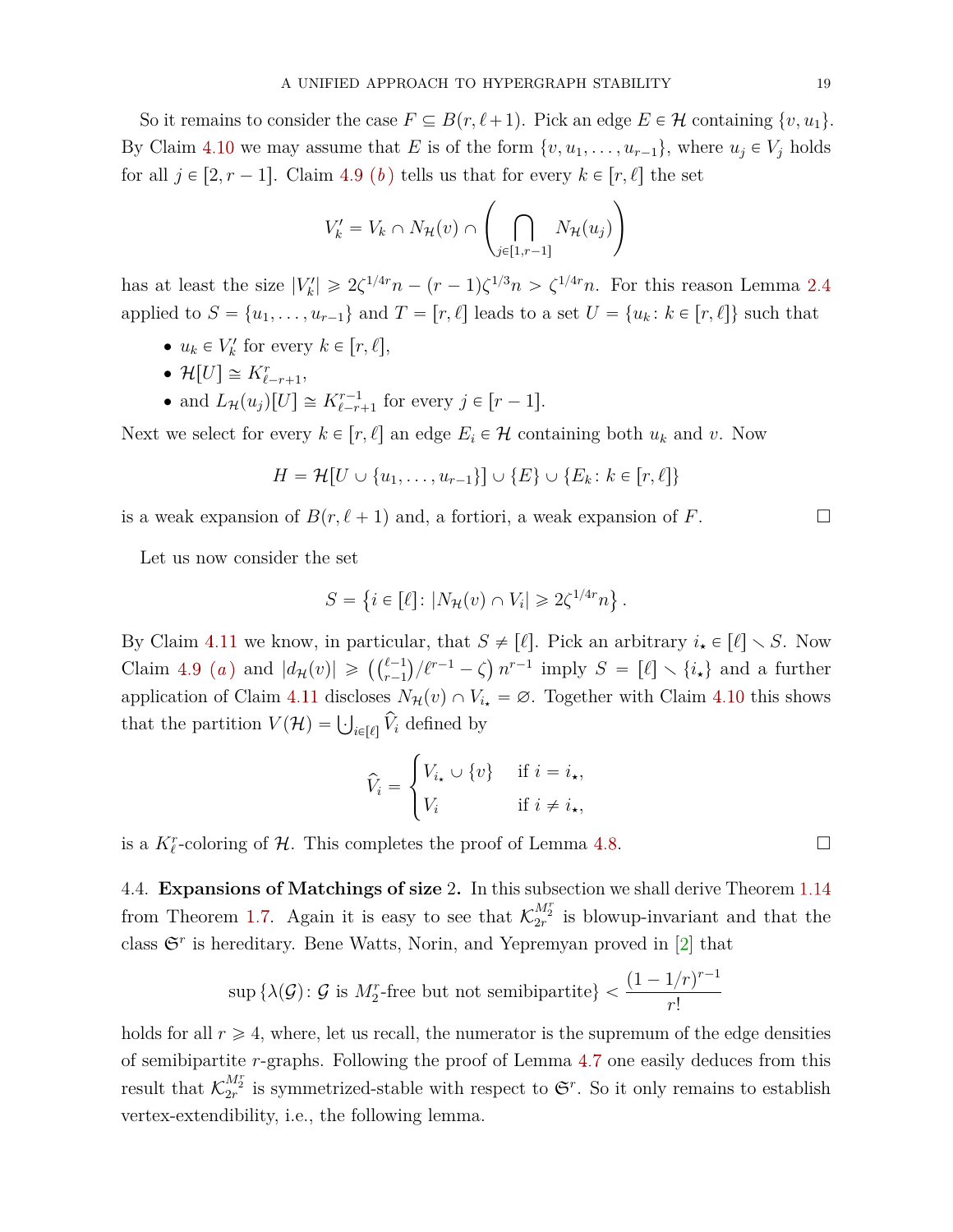So it remains to consider the case $F \subseteq B(r, \ell+1)$. Pick an edge $E \in \mathcal{H}$ containing $\{v, u_1\}$. By Claim 4.10 we may assume that $E$ is of the form $\{v, u_1, \dots, u_{r-1}\}$, where $u_j \in V_j$ holds for all $j \in [2, r-1]$. Claim 4.9 *(b)* tells us that for every $k \in [r, \ell]$ the set

$$V'_k = V_k \cap N_{\mathcal{H}}(v) \cap \left( \bigcap_{j \in [1, r-1]} N_{\mathcal{H}}(u_j) \right)$$

has at least the size $|V'_k| \geqslant 2\zeta^{1/4r} n - (r-1)\zeta^{1/3} n > \zeta^{1/4r} n$. For this reason Lemma 2.4 applied to $S = \{u_1, \dots, u_{r-1}\}$ and $T = [r, \ell]$ leads to a set $U = \{u_k : k \in [r, \ell]\}$ such that

- $u_k \in V'_k$ for every $k \in [r, \ell]$,
- $\mathcal{H}[U] \cong K^r_{\ell - r + 1}$,
- and $L_{\mathcal{H}}(u_j)[U] \cong K^{r-1}_{\ell - r + 1}$ for every $j \in [r-1]$.

Next we select for every $k \in [r, \ell]$ an edge $E_i \in \mathcal{H}$ containing both $u_k$ and $v$. Now

$$H = \mathcal{H}[U \cup \{u_1, \dots, u_{r-1}\}] \cup \{E\} \cup \{E_k : k \in [r, \ell]\}$$

is a weak expansion of $B(r, \ell+1)$ and, a fortiori, a weak expansion of $F$. □

Let us now consider the set

$$S = \left\{ i \in [\ell] : |N_{\mathcal{H}}(v) \cap V_i| \geqslant 2\zeta^{1/4r} n \right\}.$$

By Claim 4.11 we know, in particular, that $S \neq [\ell]$. Pick an arbitrary $i_\star \in [\ell] \smallsetminus S$. Now Claim 4.9 *(a)* and $|d_{\mathcal{H}}(v)| \geqslant \left( \binom{\ell-1}{r-1} / \ell^{r-1} - \zeta \right) n^{r-1}$ imply $S = [\ell] \smallsetminus \{i_\star\}$ and a further application of Claim 4.11 discloses $N_{\mathcal{H}}(v) \cap V_{i_\star} = \varnothing$. Together with Claim 4.10 this shows that the partition $V(\mathcal{H}) = \dot\bigcup_{i \in [\ell]} \widehat{V}_i$ defined by

$$\widehat{V}_i = \begin{cases} V_{i_\star} \cup \{v\} & \text{if } i = i_\star, \\ V_i & \text{if } i \neq i_\star, \end{cases}$$

is a $K^r_\ell$-coloring of $\mathcal{H}$. This completes the proof of Lemma 4.8. □

4.4. **Expansions of Matchings of size 2.** In this subsection we shall derive Theorem 1.14 from Theorem 1.7. Again it is easy to see that $\mathcal{K}^{M^r_2}_{2r}$ is blowup-invariant and that the class $\mathfrak{S}^r$ is hereditary. Bene Watts, Norin, and Yepremyan proved in [2] that

$$\sup \{ \lambda(\mathcal{G}) : \mathcal{G} \text{ is } M^r_2\text{-free but not semibipartite} \} < \frac{(1 - 1/r)^{r-1}}{r!}$$

holds for all $r \geqslant 4$, where, let us recall, the numerator is the supremum of the edge densities of semibipartite $r$-graphs. Following the proof of Lemma 4.7 one easily deduces from this result that $\mathcal{K}^{M^r_2}_{2r}$ is symmetrized-stable with respect to $\mathfrak{S}^r$. So it only remains to establish vertex-extendibility, i.e., the following lemma.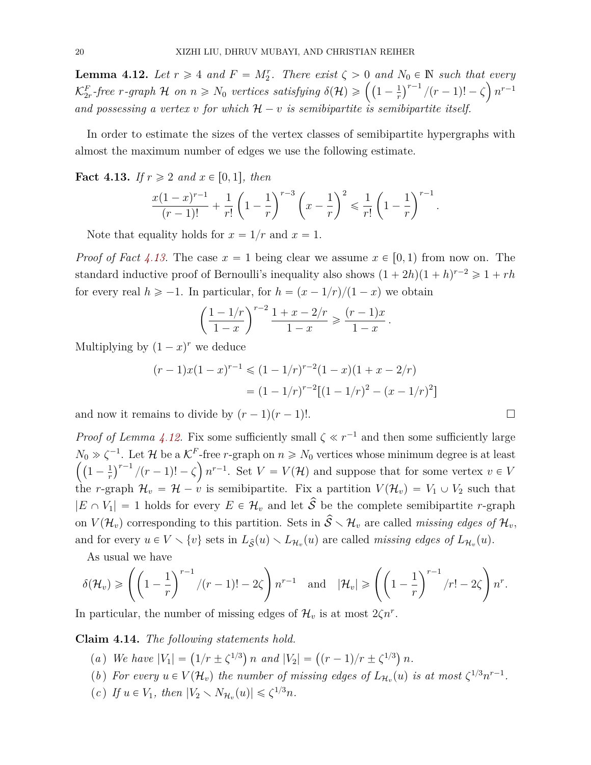**Lemma 4.12.** *Let $r \geqslant 4$ and $F = M_2^r$. There exist $\zeta > 0$ and $N_0 \in \mathbb{N}$ such that every $\mathcal{K}_{2r}^F$-free $r$-graph $\mathcal{H}$ on $n \geqslant N_0$ vertices satisfying $\delta(\mathcal{H}) \geqslant \left(\left(1-\frac{1}{r}\right)^{r-1}/(r-1)! - \zeta\right) n^{r-1}$ and possessing a vertex $v$ for which $\mathcal{H} - v$ is semibipartite is semibipartite itself.*

In order to estimate the sizes of the vertex classes of semibipartite hypergraphs with almost the maximum number of edges we use the following estimate.

**Fact 4.13.** *If $r \geqslant 2$ and $x \in [0,1]$, then*

$$\frac{x(1-x)^{r-1}}{(r-1)!} + \frac{1}{r!}\left(1-\frac{1}{r}\right)^{r-3}\left(x-\frac{1}{r}\right)^2 \leqslant \frac{1}{r!}\left(1-\frac{1}{r}\right)^{r-1}.$$

Note that equality holds for $x = 1/r$ and $x = 1$.

*Proof of Fact 4.13.* The case $x = 1$ being clear we assume $x \in [0,1)$ from now on. The standard inductive proof of Bernoulli's inequality also shows $(1+2h)(1+h)^{r-2} \geqslant 1 + rh$ for every real $h \geqslant -1$. In particular, for $h = (x-1/r)/(1-x)$ we obtain

$$\left(\frac{1-1/r}{1-x}\right)^{r-2}\frac{1+x-2/r}{1-x} \geqslant \frac{(r-1)x}{1-x}.$$

Multiplying by $(1-x)^r$ we deduce

$$\begin{aligned}(r-1)x(1-x)^{r-1} &\leqslant (1-1/r)^{r-2}(1-x)(1+x-2/r)\\ &= (1-1/r)^{r-2}[(1-1/r)^2 - (x-1/r)^2]\end{aligned}$$

and now it remains to divide by $(r-1)(r-1)!$. □

*Proof of Lemma 4.12.* Fix some sufficiently small $\zeta \ll r^{-1}$ and then some sufficiently large $N_0 \gg \zeta^{-1}$. Let $\mathcal{H}$ be a $\mathcal{K}^F$-free $r$-graph on $n \geqslant N_0$ vertices whose minimum degree is at least $\left(\left(1-\frac{1}{r}\right)^{r-1}/(r-1)! - \zeta\right) n^{r-1}$. Set $V = V(\mathcal{H})$ and suppose that for some vertex $v \in V$ the $r$-graph $\mathcal{H}_v = \mathcal{H} - v$ is semibipartite. Fix a partition $V(\mathcal{H}_v) = V_1 \cup V_2$ such that $|E \cap V_1| = 1$ holds for every $E \in \mathcal{H}_v$ and let $\widehat{\mathcal{S}}$ be the complete semibipartite $r$-graph on $V(\mathcal{H}_v)$ corresponding to this partition. Sets in $\widehat{\mathcal{S}} \smallsetminus \mathcal{H}_v$ are called *missing edges of* $\mathcal{H}_v$, and for every $u \in V \smallsetminus \{v\}$ sets in $L_{\widehat{\mathcal{S}}}(u) \smallsetminus L_{\mathcal{H}_v}(u)$ are called *missing edges of* $L_{\mathcal{H}_v}(u)$.

As usual we have

$$\delta(\mathcal{H}_v) \geqslant \left(\left(1-\frac{1}{r}\right)^{r-1}/(r-1)! - 2\zeta\right)n^{r-1} \quad \text{and} \quad |\mathcal{H}_v| \geqslant \left(\left(1-\frac{1}{r}\right)^{r-1}/r! - 2\zeta\right)n^r.$$

In particular, the number of missing edges of $\mathcal{H}_v$ is at most $2\zeta n^r$.

**Claim 4.14.** *The following statements hold.*

(*a*) *We have $|V_1| = \left(1/r \pm \zeta^{1/3}\right)n$ and $|V_2| = \left((r-1)/r \pm \zeta^{1/3}\right)n$.*

(*b*) *For every $u \in V(\mathcal{H}_v)$ the number of missing edges of $L_{\mathcal{H}_v}(u)$ is at most $\zeta^{1/3}n^{r-1}$.*

(*c*) *If $u \in V_1$, then $|V_2 \smallsetminus N_{\mathcal{H}_v}(u)| \leqslant \zeta^{1/3}n$.*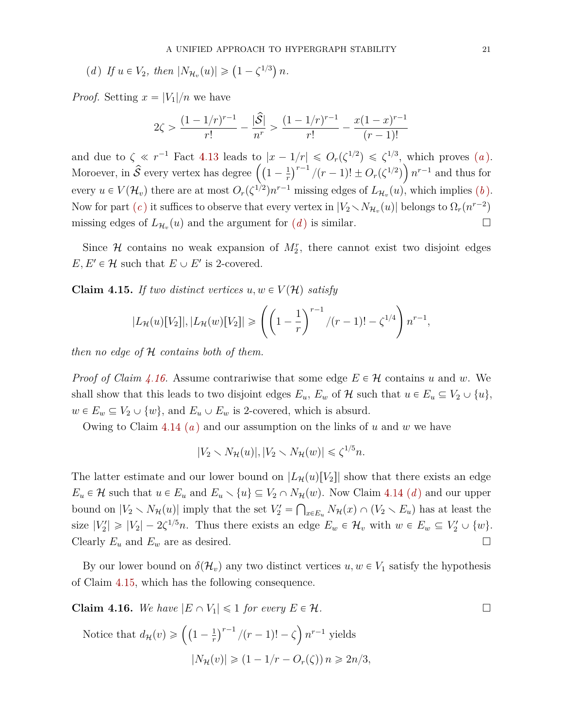(*d*) *If* $u \in V_2$, *then* $|N_{\mathcal{H}_v}(u)| \geqslant \left(1 - \zeta^{1/3}\right) n$.

*Proof.* Setting $x = |V_1|/n$ we have

$$2\zeta > \frac{(1-1/r)^{r-1}}{r!} - \frac{|\widehat{\mathcal{S}}|}{n^r} > \frac{(1-1/r)^{r-1}}{r!} - \frac{x(1-x)^{r-1}}{(r-1)!}$$

and due to $\zeta \ll r^{-1}$ Fact 4.13 leads to $|x - 1/r| \leqslant O_r(\zeta^{1/2}) \leqslant \zeta^{1/3}$, which proves (*a*). Moroever, in $\widehat{\mathcal{S}}$ every vertex has degree $\left(\left(1-\frac{1}{r}\right)^{r-1}/(r-1)! \pm O_r(\zeta^{1/2})\right) n^{r-1}$ and thus for every $u \in V(\mathcal{H}_v)$ there are at most $O_r(\zeta^{1/2})n^{r-1}$ missing edges of $L_{\mathcal{H}_v}(u)$, which implies (*b*). Now for part (*c*) it suffices to observe that every vertex in $|V_2 \smallsetminus N_{\mathcal{H}_v}(u)|$ belongs to $\Omega_r(n^{r-2})$ missing edges of $L_{\mathcal{H}_v}(u)$ and the argument for (*d*) is similar. $\square$

Since $\mathcal{H}$ contains no weak expansion of $M_2^r$, there cannot exist two disjoint edges $E, E' \in \mathcal{H}$ such that $E \cup E'$ is 2-covered.

**Claim 4.15.** *If two distinct vertices* $u, w \in V(\mathcal{H})$ *satisfy*

$$|L_{\mathcal{H}}(u)[V_2]|, |L_{\mathcal{H}}(w)[V_2]| \geqslant \left(\left(1 - \frac{1}{r}\right)^{r-1}/(r-1)! - \zeta^{1/4}\right) n^{r-1},$$

*then no edge of* $\mathcal{H}$ *contains both of them.*

*Proof of Claim 4.16.* Assume contrariwise that some edge $E \in \mathcal{H}$ contains $u$ and $w$. We shall show that this leads to two disjoint edges $E_u$, $E_w$ of $\mathcal{H}$ such that $u \in E_u \subseteq V_2 \cup \{u\}$, $w \in E_w \subseteq V_2 \cup \{w\}$, and $E_u \cup E_w$ is 2-covered, which is absurd.

Owing to Claim 4.14 (*a*) and our assumption on the links of $u$ and $w$ we have

$$|V_2 \smallsetminus N_{\mathcal{H}}(u)|, |V_2 \smallsetminus N_{\mathcal{H}}(w)| \leqslant \zeta^{1/5} n.$$

The latter estimate and our lower bound on $|L_{\mathcal{H}}(u)[V_2]|$ show that there exists an edge $E_u \in \mathcal{H}$ such that $u \in E_u$ and $E_u \smallsetminus \{u\} \subseteq V_2 \cap N_{\mathcal{H}}(w)$. Now Claim 4.14 (*d*) and our upper bound on $|V_2 \smallsetminus N_{\mathcal{H}}(u)|$ imply that the set $V_2' = \bigcap_{x \in E_u} N_{\mathcal{H}}(x) \cap (V_2 \smallsetminus E_u)$ has at least the size $|V_2'| \geqslant |V_2| - 2\zeta^{1/5}n$. Thus there exists an edge $E_w \in \mathcal{H}_v$ with $w \in E_w \subseteq V_2' \cup \{w\}$. Clearly $E_u$ and $E_w$ are as desired. $\square$

By our lower bound on $\delta(\mathcal{H}_v)$ any two distinct vertices $u, w \in V_1$ satisfy the hypothesis of Claim 4.15, which has the following consequence.

**Claim 4.16.** *We have* $|E \cap V_1| \leqslant 1$ *for every* $E \in \mathcal{H}$. $\square$

Notice that $d_{\mathcal{H}}(v) \geqslant \left(\left(1-\frac{1}{r}\right)^{r-1}/(r-1)! - \zeta\right) n^{r-1}$ yields

$$|N_{\mathcal{H}}(v)| \geqslant (1 - 1/r - O_r(\zeta))\, n \geqslant 2n/3,$$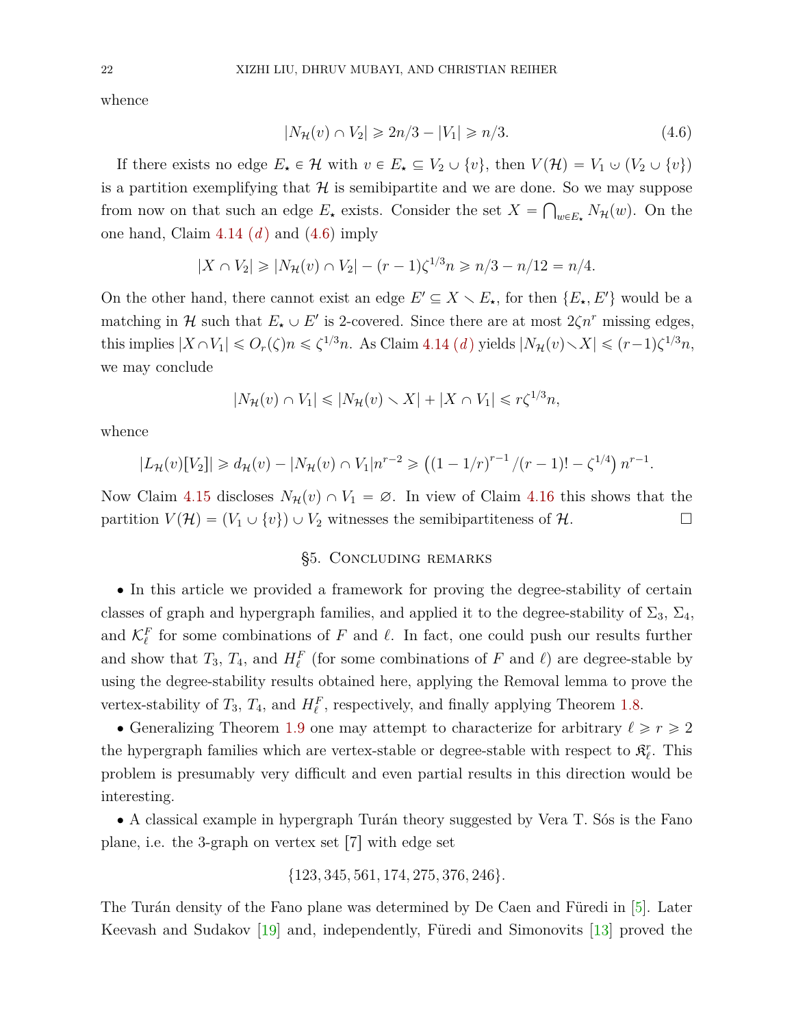whence

$$|N_{\mathcal{H}}(v) \cap V_2| \geqslant 2n/3 - |V_1| \geqslant n/3. \tag{4.6}$$

If there exists no edge $E_\star \in \mathcal{H}$ with $v \in E_\star \subseteq V_2 \cup \{v\}$, then $V(\mathcal{H}) = V_1 \mathbin{\dot\cup} (V_2 \cup \{v\})$ is a partition exemplifying that $\mathcal{H}$ is semibipartite and we are done. So we may suppose from now on that such an edge $E_\star$ exists. Consider the set $X = \bigcap_{w \in E_\star} N_{\mathcal{H}}(w)$. On the one hand, Claim 4.14 *(d)* and (4.6) imply

$$|X \cap V_2| \geqslant |N_{\mathcal{H}}(v) \cap V_2| - (r-1)\zeta^{1/3}n \geqslant n/3 - n/12 = n/4.$$

On the other hand, there cannot exist an edge $E' \subseteq X \smallsetminus E_\star$, for then $\{E_\star, E'\}$ would be a matching in $\mathcal{H}$ such that $E_\star \cup E'$ is 2-covered. Since there are at most $2\zeta n^r$ missing edges, this implies $|X \cap V_1| \leqslant O_r(\zeta)n \leqslant \zeta^{1/3}n$. As Claim 4.14 *(d)* yields $|N_{\mathcal{H}}(v) \smallsetminus X| \leqslant (r-1)\zeta^{1/3}n$, we may conclude

$$|N_{\mathcal{H}}(v) \cap V_1| \leqslant |N_{\mathcal{H}}(v) \smallsetminus X| + |X \cap V_1| \leqslant r\zeta^{1/3}n,$$

whence

$$|L_{\mathcal{H}}(v)[V_2]| \geqslant d_{\mathcal{H}}(v) - |N_{\mathcal{H}}(v) \cap V_1|n^{r-2} \geqslant \left((1-1/r)^{r-1}/(r-1)! - \zeta^{1/4}\right)n^{r-1}.$$

Now Claim 4.15 discloses $N_{\mathcal{H}}(v) \cap V_1 = \varnothing$. In view of Claim 4.16 this shows that the partition $V(\mathcal{H}) = (V_1 \cup \{v\}) \mathbin{\dot\cup} V_2$ witnesses the semibipartiteness of $\mathcal{H}$. $\square$

## §5. Concluding remarks

• In this article we provided a framework for proving the degree-stability of certain classes of graph and hypergraph families, and applied it to the degree-stability of $\Sigma_3$, $\Sigma_4$, and $\mathcal{K}_\ell^F$ for some combinations of $F$ and $\ell$. In fact, one could push our results further and show that $T_3$, $T_4$, and $H_\ell^F$ (for some combinations of $F$ and $\ell$) are degree-stable by using the degree-stability results obtained here, applying the Removal lemma to prove the vertex-stability of $T_3$, $T_4$, and $H_\ell^F$, respectively, and finally applying Theorem 1.8.

• Generalizing Theorem 1.9 one may attempt to characterize for arbitrary $\ell \geqslant r \geqslant 2$ the hypergraph families which are vertex-stable or degree-stable with respect to $\mathfrak{K}_\ell^r$. This problem is presumably very difficult and even partial results in this direction would be interesting.

• A classical example in hypergraph Turán theory suggested by Vera T. Sós is the Fano plane, i.e. the 3-graph on vertex set $[7]$ with edge set

$$\{123, 345, 561, 174, 275, 376, 246\}.$$

The Turán density of the Fano plane was determined by De Caen and Füredi in [5]. Later Keevash and Sudakov [19] and, independently, Füredi and Simonovits [13] proved the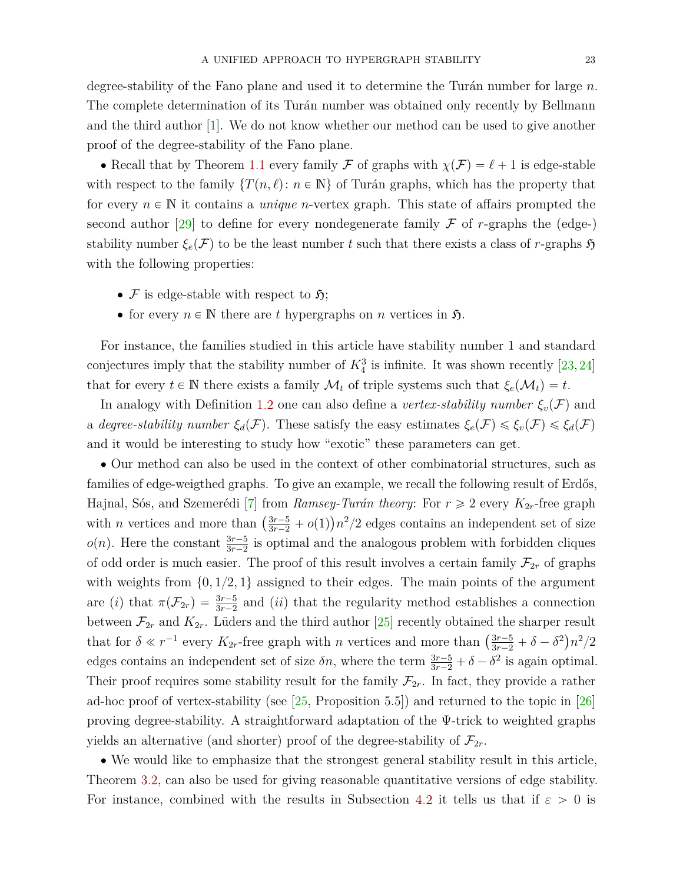degree-stability of the Fano plane and used it to determine the Turán number for large $n$. The complete determination of its Turán number was obtained only recently by Bellmann and the third author [1]. We do not know whether our method can be used to give another proof of the degree-stability of the Fano plane.

• Recall that by Theorem 1.1 every family $\mathcal{F}$ of graphs with $\chi(\mathcal{F}) = \ell + 1$ is edge-stable with respect to the family $\{T(n, \ell)\colon n \in \mathbb{N}\}$ of Turán graphs, which has the property that for every $n \in \mathbb{N}$ it contains a *unique* $n$-vertex graph. This state of affairs prompted the second author [29] to define for every nondegenerate family $\mathcal{F}$ of $r$-graphs the (edge-) stability number $\xi_e(\mathcal{F})$ to be the least number $t$ such that there exists a class of $r$-graphs $\mathfrak{H}$ with the following properties:

- $\mathcal{F}$ is edge-stable with respect to $\mathfrak{H}$;
- for every $n \in \mathbb{N}$ there are $t$ hypergraphs on $n$ vertices in $\mathfrak{H}$.

For instance, the families studied in this article have stability number 1 and standard conjectures imply that the stability number of $K_4^3$ is infinite. It was shown recently [23, 24] that for every $t \in \mathbb{N}$ there exists a family $\mathcal{M}_t$ of triple systems such that $\xi_e(\mathcal{M}_t) = t$.

In analogy with Definition 1.2 one can also define a *vertex-stability number* $\xi_v(\mathcal{F})$ and a *degree-stability number* $\xi_d(\mathcal{F})$. These satisfy the easy estimates $\xi_e(\mathcal{F}) \leqslant \xi_v(\mathcal{F}) \leqslant \xi_d(\mathcal{F})$ and it would be interesting to study how "exotic" these parameters can get.

• Our method can also be used in the context of other combinatorial structures, such as families of edge-weigthed graphs. To give an example, we recall the following result of Erdős, Hajnal, Sós, and Szemerédi [7] from *Ramsey-Turán theory*: For $r \geqslant 2$ every $K_{2r}$-free graph with $n$ vertices and more than $\left(\frac{3r-5}{3r-2} + o(1)\right)n^2/2$ edges contains an independent set of size $o(n)$. Here the constant $\frac{3r-5}{3r-2}$ is optimal and the analogous problem with forbidden cliques of odd order is much easier. The proof of this result involves a certain family $\mathcal{F}_{2r}$ of graphs with weights from $\{0, 1/2, 1\}$ assigned to their edges. The main points of the argument are $(i)$ that $\pi(\mathcal{F}_{2r}) = \frac{3r-5}{3r-2}$ and $(ii)$ that the regularity method establishes a connection between $\mathcal{F}_{2r}$ and $K_{2r}$. Lüders and the third author [25] recently obtained the sharper result that for $\delta \ll r^{-1}$ every $K_{2r}$-free graph with $n$ vertices and more than $\left(\frac{3r-5}{3r-2} + \delta - \delta^2\right)n^2/2$ edges contains an independent set of size $\delta n$, where the term $\frac{3r-5}{3r-2} + \delta - \delta^2$ is again optimal. Their proof requires some stability result for the family $\mathcal{F}_{2r}$. In fact, they provide a rather ad-hoc proof of vertex-stability (see [25, Proposition 5.5]) and returned to the topic in [26] proving degree-stability. A straightforward adaptation of the $\Psi$-trick to weighted graphs yields an alternative (and shorter) proof of the degree-stability of $\mathcal{F}_{2r}$.

• We would like to emphasize that the strongest general stability result in this article, Theorem 3.2, can also be used for giving reasonable quantitative versions of edge stability. For instance, combined with the results in Subsection 4.2 it tells us that if $\varepsilon > 0$ is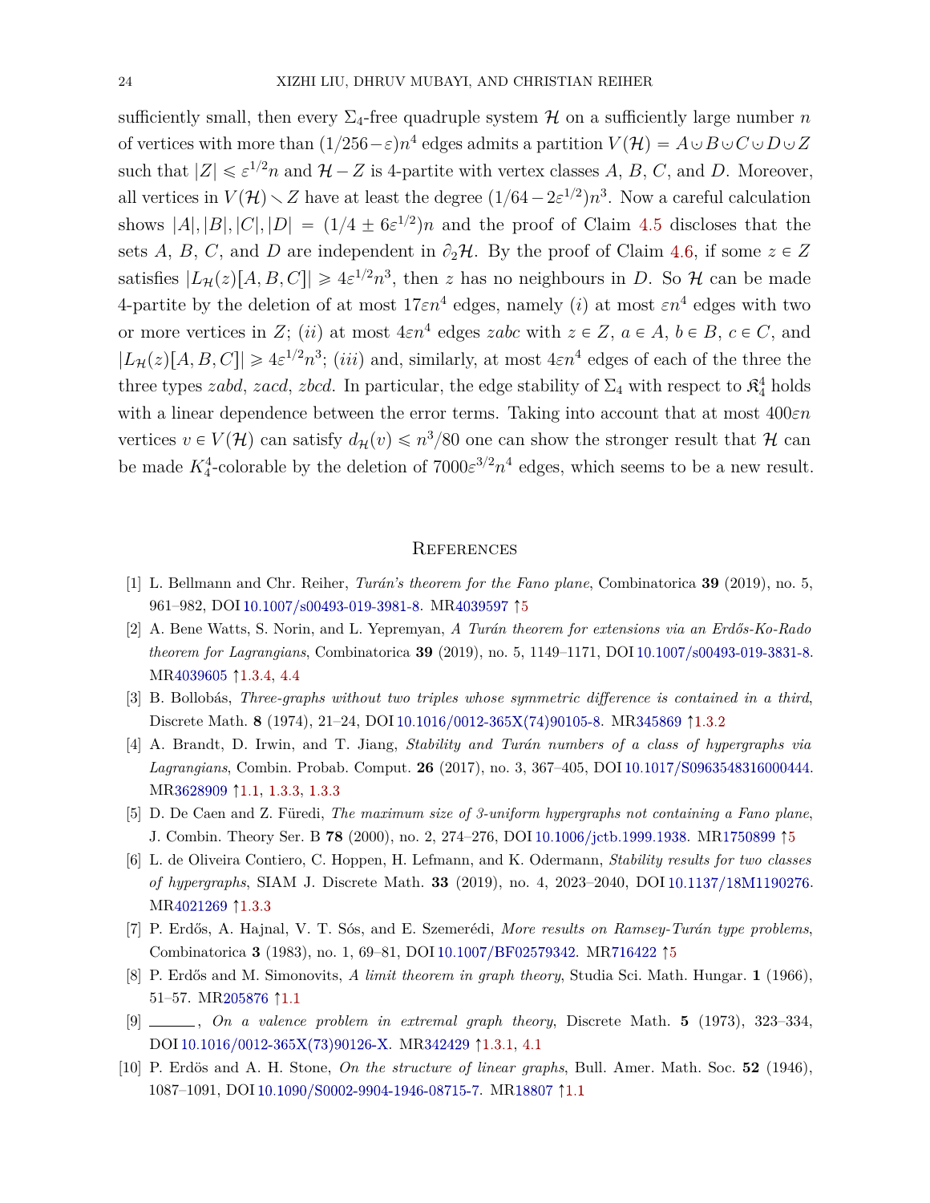sufficiently small, then every $\Sigma_4$-free quadruple system $\mathcal{H}$ on a sufficiently large number $n$ of vertices with more than $(1/256-\varepsilon)n^4$ edges admits a partition $V(\mathcal{H}) = A \cup B \cup C \cup D \cup Z$ such that $|Z| \leqslant \varepsilon^{1/2}n$ and $\mathcal{H} - Z$ is 4-partite with vertex classes $A$, $B$, $C$, and $D$. Moreover, all vertices in $V(\mathcal{H}) \smallsetminus Z$ have at least the degree $(1/64 - 2\varepsilon^{1/2})n^3$. Now a careful calculation shows $|A|, |B|, |C|, |D| = (1/4 \pm 6\varepsilon^{1/2})n$ and the proof of Claim 4.5 discloses that the sets $A$, $B$, $C$, and $D$ are independent in $\partial_2\mathcal{H}$. By the proof of Claim 4.6, if some $z \in Z$ satisfies $|L_{\mathcal{H}}(z)[A, B, C]| \geqslant 4\varepsilon^{1/2}n^3$, then $z$ has no neighbours in $D$. So $\mathcal{H}$ can be made 4-partite by the deletion of at most $17\varepsilon n^4$ edges, namely $(i)$ at most $\varepsilon n^4$ edges with two or more vertices in $Z$; $(ii)$ at most $4\varepsilon n^4$ edges $zabc$ with $z \in Z$, $a \in A$, $b \in B$, $c \in C$, and $|L_{\mathcal{H}}(z)[A, B, C]| \geqslant 4\varepsilon^{1/2}n^3$; $(iii)$ and, similarly, at most $4\varepsilon n^4$ edges of each of the three the three types $zabd$, $zacd$, $zbcd$. In particular, the edge stability of $\Sigma_4$ with respect to $\mathfrak{K}_4^4$ holds with a linear dependence between the error terms. Taking into account that at most $400\varepsilon n$ vertices $v \in V(\mathcal{H})$ can satisfy $d_{\mathcal{H}}(v) \leqslant n^3/80$ one can show the stronger result that $\mathcal{H}$ can be made $K_4^4$-colorable by the deletion of $7000\varepsilon^{3/2}n^4$ edges, which seems to be a new result.

## References

[1] L. Bellmann and Chr. Reiher, *Turán's theorem for the Fano plane*, Combinatorica **39** (2019), no. 5, 961–982, DOI 10.1007/s00493-019-3981-8. MR4039597 ↑5

[2] A. Bene Watts, S. Norin, and L. Yepremyan, *A Turán theorem for extensions via an Erdős-Ko-Rado theorem for Lagrangians*, Combinatorica **39** (2019), no. 5, 1149–1171, DOI 10.1007/s00493-019-3831-8. MR4039605 ↑1.3.4, 4.4

[3] B. Bollobás, *Three-graphs without two triples whose symmetric difference is contained in a third*, Discrete Math. **8** (1974), 21–24, DOI 10.1016/0012-365X(74)90105-8. MR345869 ↑1.3.2

[4] A. Brandt, D. Irwin, and T. Jiang, *Stability and Turán numbers of a class of hypergraphs via Lagrangians*, Combin. Probab. Comput. **26** (2017), no. 3, 367–405, DOI 10.1017/S0963548316000444. MR3628909 ↑1.1, 1.3.3, 1.3.3

[5] D. De Caen and Z. Füredi, *The maximum size of 3-uniform hypergraphs not containing a Fano plane*, J. Combin. Theory Ser. B **78** (2000), no. 2, 274–276, DOI 10.1006/jctb.1999.1938. MR1750899 ↑5

[6] L. de Oliveira Contiero, C. Hoppen, H. Lefmann, and K. Odermann, *Stability results for two classes of hypergraphs*, SIAM J. Discrete Math. **33** (2019), no. 4, 2023–2040, DOI 10.1137/18M1190276. MR4021269 ↑1.3.3

[7] P. Erdős, A. Hajnal, V. T. Sós, and E. Szemerédi, *More results on Ramsey-Turán type problems*, Combinatorica **3** (1983), no. 1, 69–81, DOI 10.1007/BF02579342. MR716422 ↑5

[8] P. Erdős and M. Simonovits, *A limit theorem in graph theory*, Studia Sci. Math. Hungar. **1** (1966), 51–57. MR205876 ↑1.1

[9] ______, *On a valence problem in extremal graph theory*, Discrete Math. **5** (1973), 323–334, DOI 10.1016/0012-365X(73)90126-X. MR342429 ↑1.3.1, 4.1

[10] P. Erdös and A. H. Stone, *On the structure of linear graphs*, Bull. Amer. Math. Soc. **52** (1946), 1087–1091, DOI 10.1090/S0002-9904-1946-08715-7. MR18807 ↑1.1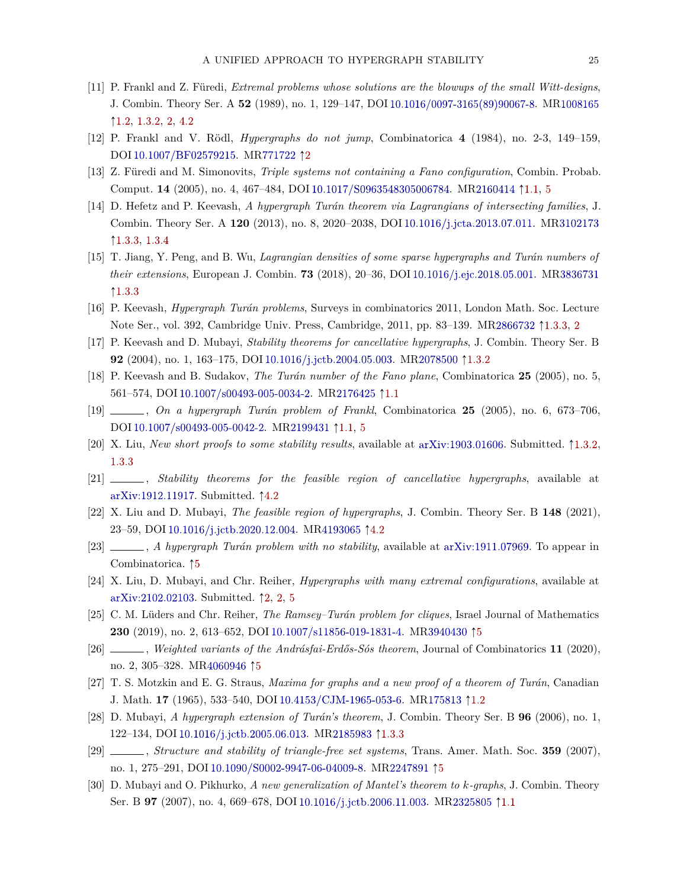[11] P. Frankl and Z. Füredi, *Extremal problems whose solutions are the blowups of the small Witt-designs*, J. Combin. Theory Ser. A **52** (1989), no. 1, 129–147, DOI 10.1016/0097-3165(89)90067-8. MR1008165 ↑1.2, 1.3.2, 2, 4.2

[12] P. Frankl and V. Rödl, *Hypergraphs do not jump*, Combinatorica **4** (1984), no. 2-3, 149–159, DOI 10.1007/BF02579215. MR771722 ↑2

[13] Z. Füredi and M. Simonovits, *Triple systems not containing a Fano configuration*, Combin. Probab. Comput. **14** (2005), no. 4, 467–484, DOI 10.1017/S0963548305006784. MR2160414 ↑1.1, 5

[14] D. Hefetz and P. Keevash, *A hypergraph Turán theorem via Lagrangians of intersecting families*, J. Combin. Theory Ser. A **120** (2013), no. 8, 2020–2038, DOI 10.1016/j.jcta.2013.07.011. MR3102173 ↑1.3.3, 1.3.4

[15] T. Jiang, Y. Peng, and B. Wu, *Lagrangian densities of some sparse hypergraphs and Turán numbers of their extensions*, European J. Combin. **73** (2018), 20–36, DOI 10.1016/j.ejc.2018.05.001. MR3836731 ↑1.3.3

[16] P. Keevash, *Hypergraph Turán problems*, Surveys in combinatorics 2011, London Math. Soc. Lecture Note Ser., vol. 392, Cambridge Univ. Press, Cambridge, 2011, pp. 83–139. MR2866732 ↑1.3.3, 2

[17] P. Keevash and D. Mubayi, *Stability theorems for cancellative hypergraphs*, J. Combin. Theory Ser. B **92** (2004), no. 1, 163–175, DOI 10.1016/j.jctb.2004.05.003. MR2078500 ↑1.3.2

[18] P. Keevash and B. Sudakov, *The Turán number of the Fano plane*, Combinatorica **25** (2005), no. 5, 561–574, DOI 10.1007/s00493-005-0034-2. MR2176425 ↑1.1

[19] ______, *On a hypergraph Turán problem of Frankl*, Combinatorica **25** (2005), no. 6, 673–706, DOI 10.1007/s00493-005-0042-2. MR2199431 ↑1.1, 5

[20] X. Liu, *New short proofs to some stability results*, available at arXiv:1903.01606. Submitted. ↑1.3.2, 1.3.3

[21] ______, *Stability theorems for the feasible region of cancellative hypergraphs*, available at arXiv:1912.11917. Submitted. ↑4.2

[22] X. Liu and D. Mubayi, *The feasible region of hypergraphs*, J. Combin. Theory Ser. B **148** (2021), 23–59, DOI 10.1016/j.jctb.2020.12.004. MR4193065 ↑4.2

[23] ______, *A hypergraph Turán problem with no stability*, available at arXiv:1911.07969. To appear in Combinatorica. ↑5

[24] X. Liu, D. Mubayi, and Chr. Reiher, *Hypergraphs with many extremal configurations*, available at arXiv:2102.02103. Submitted. ↑2, 2, 5

[25] C. M. Lüders and Chr. Reiher, *The Ramsey–Turán problem for cliques*, Israel Journal of Mathematics **230** (2019), no. 2, 613–652, DOI 10.1007/s11856-019-1831-4. MR3940430 ↑5

[26] ______, *Weighted variants of the Andrásfai-Erdős-Sós theorem*, Journal of Combinatorics **11** (2020), no. 2, 305–328. MR4060946 ↑5

[27] T. S. Motzkin and E. G. Straus, *Maxima for graphs and a new proof of a theorem of Turán*, Canadian J. Math. **17** (1965), 533–540, DOI 10.4153/CJM-1965-053-6. MR175813 ↑1.2

[28] D. Mubayi, *A hypergraph extension of Turán's theorem*, J. Combin. Theory Ser. B **96** (2006), no. 1, 122–134, DOI 10.1016/j.jctb.2005.06.013. MR2185983 ↑1.3.3

[29] ______, *Structure and stability of triangle-free set systems*, Trans. Amer. Math. Soc. **359** (2007), no. 1, 275–291, DOI 10.1090/S0002-9947-06-04009-8. MR2247891 ↑5

[30] D. Mubayi and O. Pikhurko, *A new generalization of Mantel's theorem to k-graphs*, J. Combin. Theory Ser. B **97** (2007), no. 4, 669–678, DOI 10.1016/j.jctb.2006.11.003. MR2325805 ↑1.1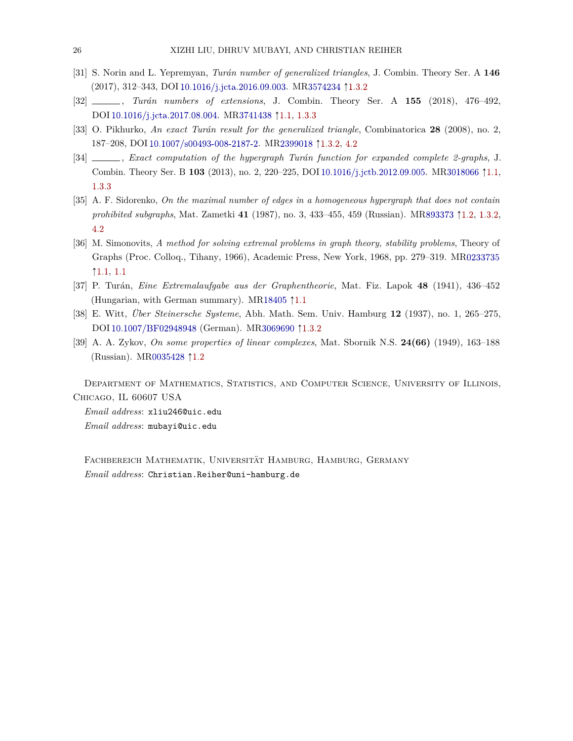[31] S. Norin and L. Yepremyan, *Turán number of generalized triangles*, J. Combin. Theory Ser. A **146** (2017), 312–343, DOI 10.1016/j.jcta.2016.09.003. MR3574234 ↑1.3.2

[32] ______, *Turán numbers of extensions*, J. Combin. Theory Ser. A **155** (2018), 476–492, DOI 10.1016/j.jcta.2017.08.004. MR3741438 ↑1.1, 1.3.3

[33] O. Pikhurko, *An exact Turán result for the generalized triangle*, Combinatorica **28** (2008), no. 2, 187–208, DOI 10.1007/s00493-008-2187-2. MR2399018 ↑1.3.2, 4.2

[34] ______, *Exact computation of the hypergraph Turán function for expanded complete 2-graphs*, J. Combin. Theory Ser. B **103** (2013), no. 2, 220–225, DOI 10.1016/j.jctb.2012.09.005. MR3018066 ↑1.1, 1.3.3

[35] A. F. Sidorenko, *On the maximal number of edges in a homogeneous hypergraph that does not contain prohibited subgraphs*, Mat. Zametki **41** (1987), no. 3, 433–455, 459 (Russian). MR893373 ↑1.2, 1.3.2, 4.2

[36] M. Simonovits, *A method for solving extremal problems in graph theory, stability problems*, Theory of Graphs (Proc. Colloq., Tihany, 1966), Academic Press, New York, 1968, pp. 279–319. MR0233735 ↑1.1, 1.1

[37] P. Turán, *Eine Extremalaufgabe aus der Graphentheorie*, Mat. Fiz. Lapok **48** (1941), 436–452 (Hungarian, with German summary). MR18405 ↑1.1

[38] E. Witt, *Über Steinersche Systeme*, Abh. Math. Sem. Univ. Hamburg **12** (1937), no. 1, 265–275, DOI 10.1007/BF02948948 (German). MR3069690 ↑1.3.2

[39] A. A. Zykov, *On some properties of linear complexes*, Mat. Sbornik N.S. **24(66)** (1949), 163–188 (Russian). MR0035428 ↑1.2

Department of Mathematics, Statistics, and Computer Science, University of Illinois, Chicago, IL 60607 USA

*Email address*: `xliu246@uic.edu`

*Email address*: `mubayi@uic.edu`

Fachbereich Mathematik, Universität Hamburg, Hamburg, Germany

*Email address*: `Christian.Reiher@uni-hamburg.de`